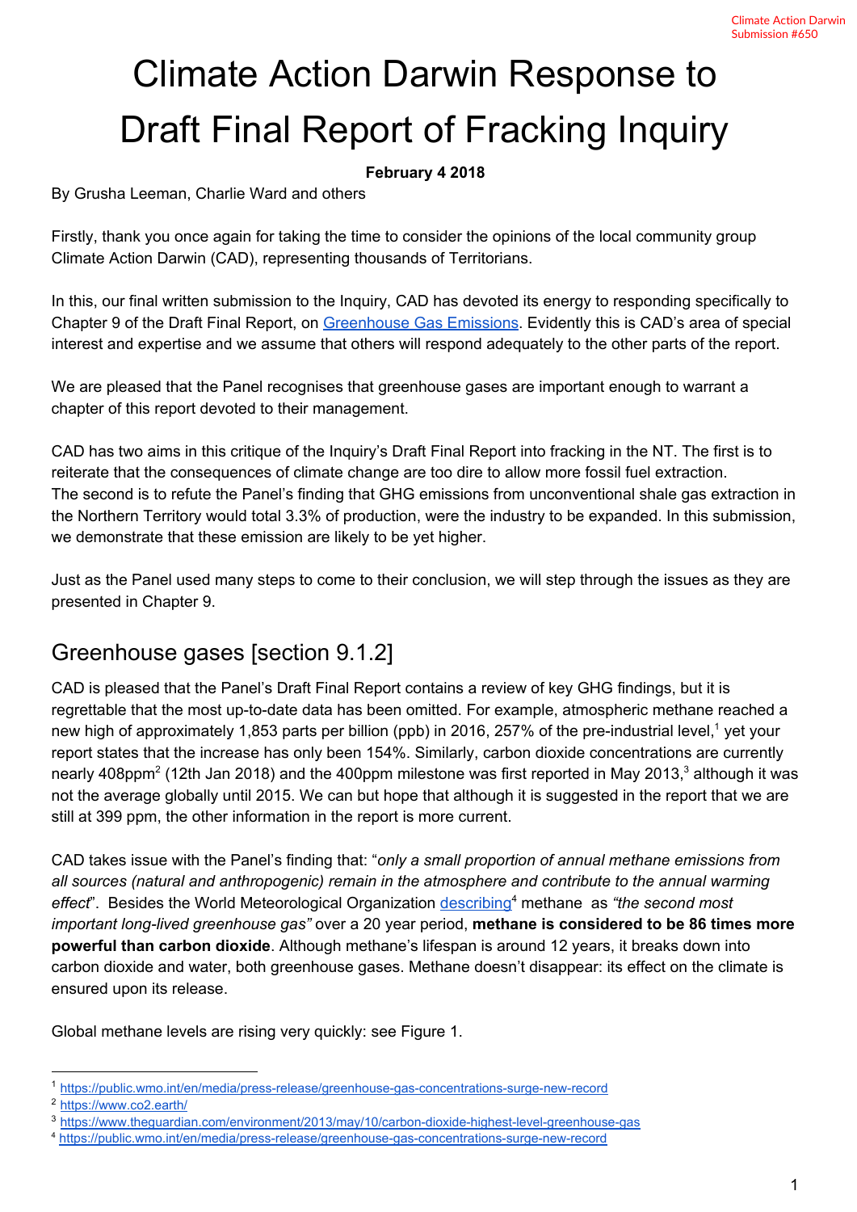Climate Action Darwin
Submission #650

# Climate Action Darwin Response to Draft Final Report of Fracking Inquiry

**February 4 2018**

By Grusha Leeman, Charlie Ward and others

Firstly, thank you once again for taking the time to consider the opinions of the local community group Climate Action Darwin (CAD), representing thousands of Territorians.

In this, our final written submission to the Inquiry, CAD has devoted its energy to responding specifically to Chapter 9 of the Draft Final Report, on Greenhouse Gas Emissions. Evidently this is CAD's area of special interest and expertise and we assume that others will respond adequately to the other parts of the report.

We are pleased that the Panel recognises that greenhouse gases are important enough to warrant a chapter of this report devoted to their management.

CAD has two aims in this critique of the Inquiry's Draft Final Report into fracking in the NT. The first is to reiterate that the consequences of climate change are too dire to allow more fossil fuel extraction. The second is to refute the Panel's finding that GHG emissions from unconventional shale gas extraction in the Northern Territory would total 3.3% of production, were the industry to be expanded. In this submission, we demonstrate that these emission are likely to be yet higher.

Just as the Panel used many steps to come to their conclusion, we will step through the issues as they are presented in Chapter 9.

## Greenhouse gases [section 9.1.2]

CAD is pleased that the Panel's Draft Final Report contains a review of key GHG findings, but it is regrettable that the most up-to-date data has been omitted. For example, atmospheric methane reached a new high of approximately 1,853 parts per billion (ppb) in 2016, 257% of the pre-industrial level,[1] yet your report states that the increase has only been 154%. Similarly, carbon dioxide concentrations are currently nearly 408ppm[2] (12th Jan 2018) and the 400ppm milestone was first reported in May 2013,[3] although it was not the average globally until 2015. We can but hope that although it is suggested in the report that we are still at 399 ppm, the other information in the report is more current.

CAD takes issue with the Panel's finding that: "*only a small proportion of annual methane emissions from all sources (natural and anthropogenic) remain in the atmosphere and contribute to the annual warming effect*". Besides the World Meteorological Organization describing[4] methane as *"the second most important long-lived greenhouse gas"* over a 20 year period, **methane is considered to be 86 times more powerful than carbon dioxide**. Although methane's lifespan is around 12 years, it breaks down into carbon dioxide and water, both greenhouse gases. Methane doesn't disappear: its effect on the climate is ensured upon its release.

Global methane levels are rising very quickly: see Figure 1.

---

[1] https://public.wmo.int/en/media/press-release/greenhouse-gas-concentrations-surge-new-record
[2] https://www.co2.earth/
[3] https://www.theguardian.com/environment/2013/may/10/carbon-dioxide-highest-level-greenhouse-gas
[4] https://public.wmo.int/en/media/press-release/greenhouse-gas-concentrations-surge-new-record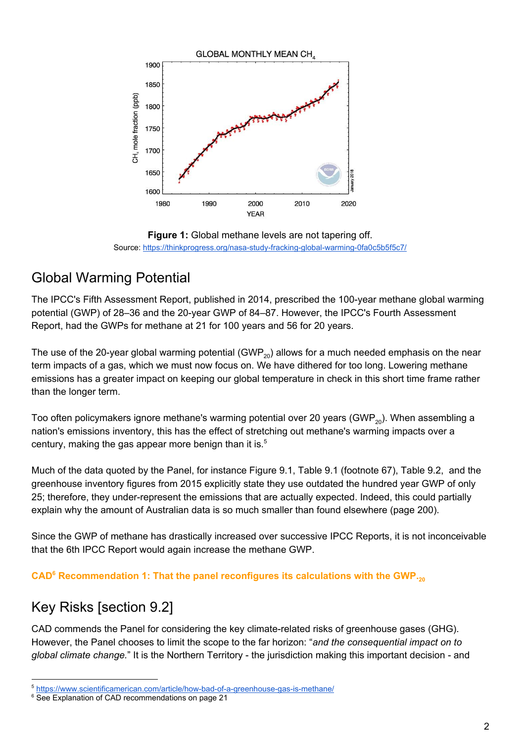**Figure 1:** Global methane levels are not tapering off.
Source: https://thinkprogress.org/nasa-study-fracking-global-warming-0fa0c5b5f5c7/

## Global Warming Potential

The IPCC's Fifth Assessment Report, published in 2014, prescribed the 100-year methane global warming potential (GWP) of 28–36 and the 20-year GWP of 84–87. However, the IPCC's Fourth Assessment Report, had the GWPs for methane at 21 for 100 years and 56 for 20 years.

The use of the 20-year global warming potential ($GWP_{20}$) allows for a much needed emphasis on the near term impacts of a gas, which we must now focus on. We have dithered for too long. Lowering methane emissions has a greater impact on keeping our global temperature in check in this short time frame rather than the longer term.

Too often policymakers ignore methane's warming potential over 20 years ($GWP_{20}$). When assembling a nation's emissions inventory, this has the effect of stretching out methane's warming impacts over a century, making the gas appear more benign than it is.[5]

Much of the data quoted by the Panel, for instance Figure 9.1, Table 9.1 (footnote 67), Table 9.2, and the greenhouse inventory figures from 2015 explicitly state they use outdated the hundred year GWP of only 25; therefore, they under-represent the emissions that are actually expected. Indeed, this could partially explain why the amount of Australian data is so much smaller than found elsewhere (page 200).

Since the GWP of methane has drastically increased over successive IPCC Reports, it is not inconceivable that the 6th IPCC Report would again increase the methane GWP.

**CAD[6] Recommendation 1: That the panel reconfigures its calculations with the $GWP_{*20}$**

## Key Risks [section 9.2]

CAD commends the Panel for considering the key climate-related risks of greenhouse gases (GHG). However, the Panel chooses to limit the scope to the far horizon: "*and the consequential impact on to global climate change.*" It is the Northern Territory - the jurisdiction making this important decision - and

[5] https://www.scientificamerican.com/article/how-bad-of-a-greenhouse-gas-is-methane/
[6] See Explanation of CAD recommendations on page 21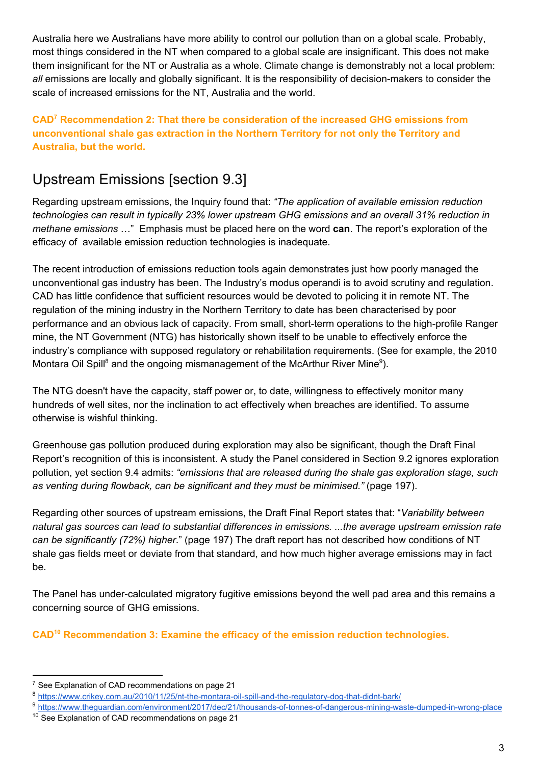Australia here we Australians have more ability to control our pollution than on a global scale. Probably, most things considered in the NT when compared to a global scale are insignificant. This does not make them insignificant for the NT or Australia as a whole. Climate change is demonstrably not a local problem: *all* emissions are locally and globally significant. It is the responsibility of decision-makers to consider the scale of increased emissions for the NT, Australia and the world.

**CAD[7] Recommendation 2: That there be consideration of the increased GHG emissions from unconventional shale gas extraction in the Northern Territory for not only the Territory and Australia, but the world.**

## Upstream Emissions [section 9.3]

Regarding upstream emissions, the Inquiry found that: *"The application of available emission reduction technologies can result in typically 23% lower upstream GHG emissions and an overall 31% reduction in methane emissions …"* Emphasis must be placed here on the word **can**. The report's exploration of the efficacy of available emission reduction technologies is inadequate.

The recent introduction of emissions reduction tools again demonstrates just how poorly managed the unconventional gas industry has been. The Industry's modus operandi is to avoid scrutiny and regulation. CAD has little confidence that sufficient resources would be devoted to policing it in remote NT. The regulation of the mining industry in the Northern Territory to date has been characterised by poor performance and an obvious lack of capacity. From small, short-term operations to the high-profile Ranger mine, the NT Government (NTG) has historically shown itself to be unable to effectively enforce the industry's compliance with supposed regulatory or rehabilitation requirements. (See for example, the 2010 Montara Oil Spill[8] and the ongoing mismanagement of the McArthur River Mine[9]).

The NTG doesn't have the capacity, staff power or, to date, willingness to effectively monitor many hundreds of well sites, nor the inclination to act effectively when breaches are identified. To assume otherwise is wishful thinking.

Greenhouse gas pollution produced during exploration may also be significant, though the Draft Final Report's recognition of this is inconsistent. A study the Panel considered in Section 9.2 ignores exploration pollution, yet section 9.4 admits: *"emissions that are released during the shale gas exploration stage, such as venting during flowback, can be significant and they must be minimised."* (page 197).

Regarding other sources of upstream emissions, the Draft Final Report states that: "*Variability between natural gas sources can lead to substantial differences in emissions. ...the average upstream emission rate can be significantly (72%) higher*." (page 197) The draft report has not described how conditions of NT shale gas fields meet or deviate from that standard, and how much higher average emissions may in fact be.

The Panel has under-calculated migratory fugitive emissions beyond the well pad area and this remains a concerning source of GHG emissions.

**CAD[10] Recommendation 3: Examine the efficacy of the emission reduction technologies.**

---

[7] See Explanation of CAD recommendations on page 21

[8] https://www.crikey.com.au/2010/11/25/nt-the-montara-oil-spill-and-the-regulatory-dog-that-didnt-bark/

[9] https://www.theguardian.com/environment/2017/dec/21/thousands-of-tonnes-of-dangerous-mining-waste-dumped-in-wrong-place

[10] See Explanation of CAD recommendations on page 21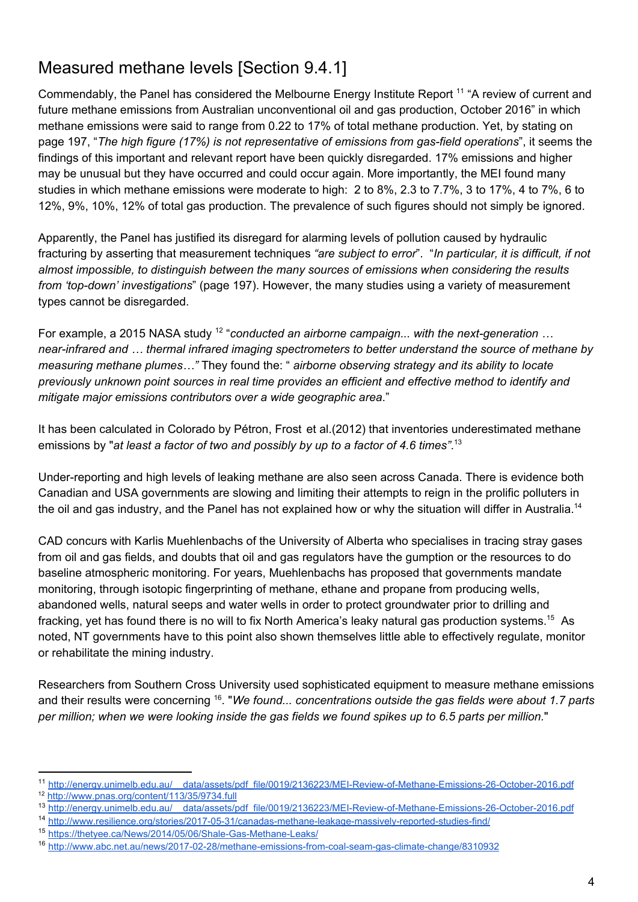## Measured methane levels [Section 9.4.1]

Commendably, the Panel has considered the Melbourne Energy Institute Report [11] "A review of current and future methane emissions from Australian unconventional oil and gas production, October 2016" in which methane emissions were said to range from 0.22 to 17% of total methane production. Yet, by stating on page 197, "*The high figure (17%) is not representative of emissions from gas-field operations*", it seems the findings of this important and relevant report have been quickly disregarded. 17% emissions and higher may be unusual but they have occurred and could occur again. More importantly, the MEI found many studies in which methane emissions were moderate to high: 2 to 8%, 2.3 to 7.7%, 3 to 17%, 4 to 7%, 6 to 12%, 9%, 10%, 12% of total gas production. The prevalence of such figures should not simply be ignored.

Apparently, the Panel has justified its disregard for alarming levels of pollution caused by hydraulic fracturing by asserting that measurement techniques *"are subject to error"*. "*In particular, it is difficult, if not almost impossible, to distinguish between the many sources of emissions when considering the results from 'top-down' investigations*" (page 197). However, the many studies using a variety of measurement types cannot be disregarded.

For example, a 2015 NASA study [12] "*conducted an airborne campaign... with the next-generation … near-infrared and … thermal infrared imaging spectrometers to better understand the source of methane by measuring methane plumes…"* They found the: " *airborne observing strategy and its ability to locate previously unknown point sources in real time provides an efficient and effective method to identify and mitigate major emissions contributors over a wide geographic area*."

It has been calculated in Colorado by Pétron, Frost et al.(2012) that inventories underestimated methane emissions by "*at least a factor of two and possibly by up to a factor of 4.6 times"*.[13]

Under-reporting and high levels of leaking methane are also seen across Canada. There is evidence both Canadian and USA governments are slowing and limiting their attempts to reign in the prolific polluters in the oil and gas industry, and the Panel has not explained how or why the situation will differ in Australia.[14]

CAD concurs with Karlis Muehlenbachs of the University of Alberta who specialises in tracing stray gases from oil and gas fields, and doubts that oil and gas regulators have the gumption or the resources to do baseline atmospheric monitoring. For years, Muehlenbachs has proposed that governments mandate monitoring, through isotopic fingerprinting of methane, ethane and propane from producing wells, abandoned wells, natural seeps and water wells in order to protect groundwater prior to drilling and fracking, yet has found there is no will to fix North America's leaky natural gas production systems.[15] As noted, NT governments have to this point also shown themselves little able to effectively regulate, monitor or rehabilitate the mining industry.

Researchers from Southern Cross University used sophisticated equipment to measure methane emissions and their results were concerning [16]. "*We found... concentrations outside the gas fields were about 1.7 parts per million; when we were looking inside the gas fields we found spikes up to 6.5 parts per million.*"

---

[11] http://energy.unimelb.edu.au/__data/assets/pdf_file/0019/2136223/MEI-Review-of-Methane-Emissions-26-October-2016.pdf
[12] http://www.pnas.org/content/113/35/9734.full
[13] http://energy.unimelb.edu.au/__data/assets/pdf_file/0019/2136223/MEI-Review-of-Methane-Emissions-26-October-2016.pdf
[14] http://www.resilience.org/stories/2017-05-31/canadas-methane-leakage-massively-reported-studies-find/
[15] https://thetyee.ca/News/2014/05/06/Shale-Gas-Methane-Leaks/
[16] http://www.abc.net.au/news/2017-02-28/methane-emissions-from-coal-seam-gas-climate-change/8310932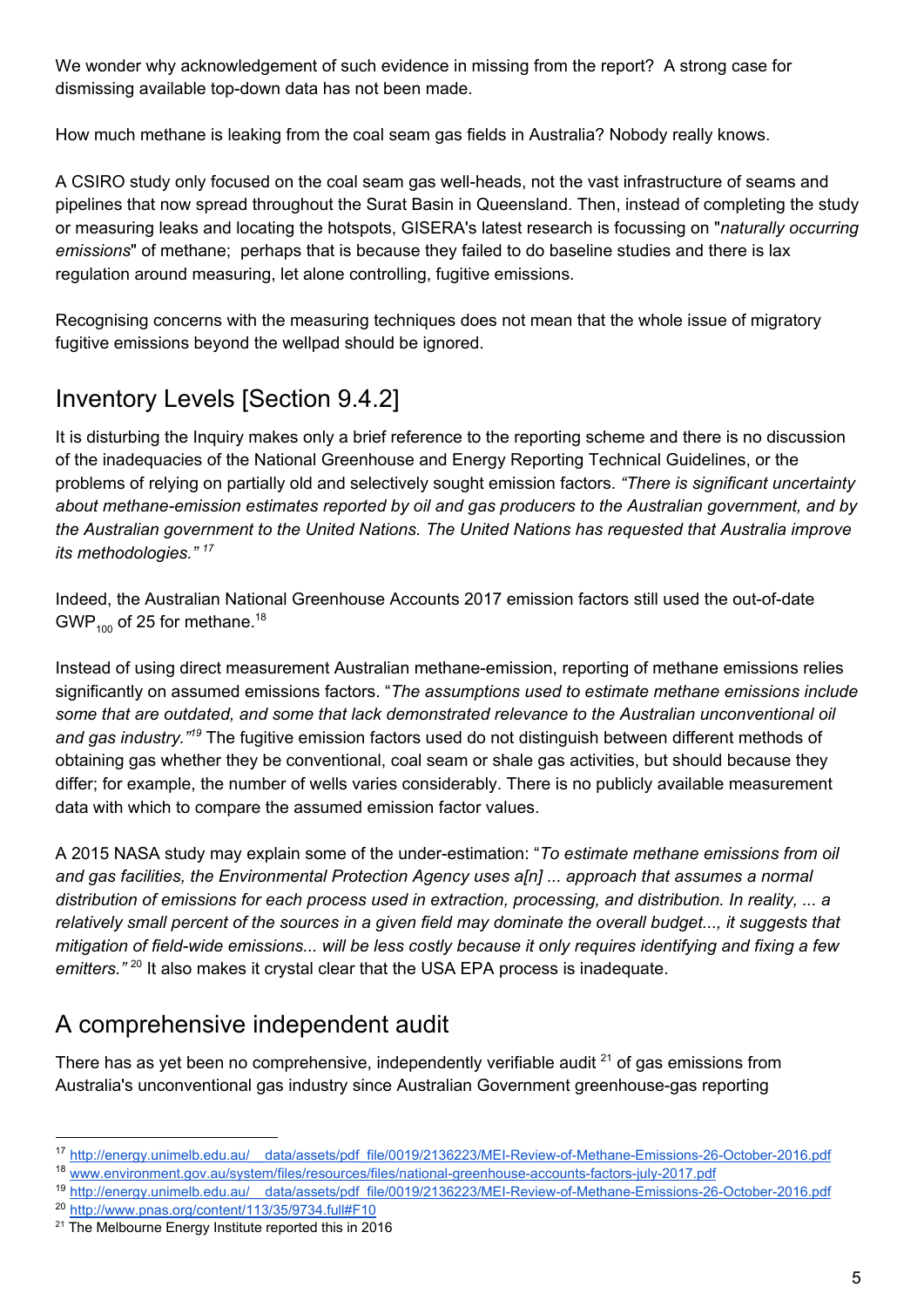We wonder why acknowledgement of such evidence in missing from the report? A strong case for dismissing available top-down data has not been made.

How much methane is leaking from the coal seam gas fields in Australia? Nobody really knows.

A CSIRO study only focused on the coal seam gas well-heads, not the vast infrastructure of seams and pipelines that now spread throughout the Surat Basin in Queensland. Then, instead of completing the study or measuring leaks and locating the hotspots, GISERA's latest research is focussing on "*naturally occurring emissions*" of methane; perhaps that is because they failed to do baseline studies and there is lax regulation around measuring, let alone controlling, fugitive emissions.

Recognising concerns with the measuring techniques does not mean that the whole issue of migratory fugitive emissions beyond the wellpad should be ignored.

## Inventory Levels [Section 9.4.2]

It is disturbing the Inquiry makes only a brief reference to the reporting scheme and there is no discussion of the inadequacies of the National Greenhouse and Energy Reporting Technical Guidelines, or the problems of relying on partially old and selectively sought emission factors. *"There is significant uncertainty about methane-emission estimates reported by oil and gas producers to the Australian government, and by the Australian government to the United Nations. The United Nations has requested that Australia improve its methodologies."* [17]

Indeed, the Australian National Greenhouse Accounts 2017 emission factors still used the out-of-date $GWP_{100}$ of 25 for methane.[18]

Instead of using direct measurement Australian methane-emission, reporting of methane emissions relies significantly on assumed emissions factors. "*The assumptions used to estimate methane emissions include some that are outdated, and some that lack demonstrated relevance to the Australian unconventional oil and gas industry."*[19] The fugitive emission factors used do not distinguish between different methods of obtaining gas whether they be conventional, coal seam or shale gas activities, but should because they differ; for example, the number of wells varies considerably. There is no publicly available measurement data with which to compare the assumed emission factor values.

A 2015 NASA study may explain some of the under-estimation: "*To estimate methane emissions from oil and gas facilities, the Environmental Protection Agency uses a[n] ... approach that assumes a normal distribution of emissions for each process used in extraction, processing, and distribution. In reality, ... a relatively small percent of the sources in a given field may dominate the overall budget..., it suggests that mitigation of field-wide emissions... will be less costly because it only requires identifying and fixing a few emitters."* [20] It also makes it crystal clear that the USA EPA process is inadequate.

## A comprehensive independent audit

There has as yet been no comprehensive, independently verifiable audit [21] of gas emissions from Australia's unconventional gas industry since Australian Government greenhouse-gas reporting

---

[17] http://energy.unimelb.edu.au/__data/assets/pdf_file/0019/2136223/MEI-Review-of-Methane-Emissions-26-October-2016.pdf

[18] www.environment.gov.au/system/files/resources/files/national-greenhouse-accounts-factors-july-2017.pdf

[19] http://energy.unimelb.edu.au/__data/assets/pdf_file/0019/2136223/MEI-Review-of-Methane-Emissions-26-October-2016.pdf

[20] http://www.pnas.org/content/113/35/9734.full#F10

[21] The Melbourne Energy Institute reported this in 2016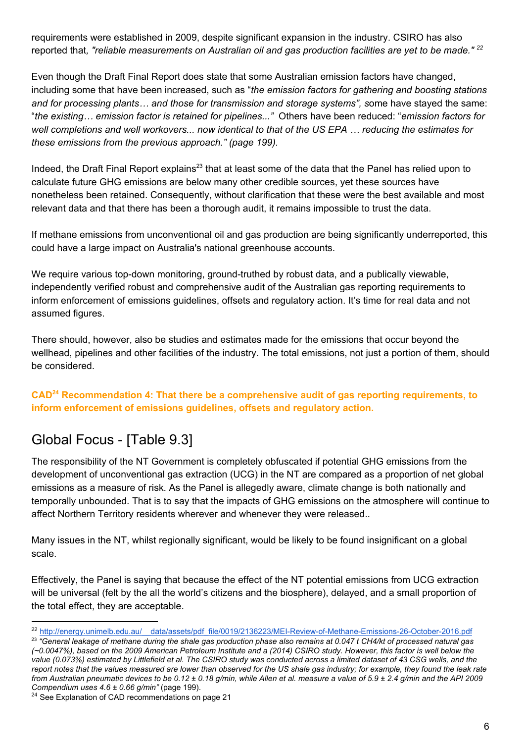requirements were established in 2009, despite significant expansion in the industry. CSIRO has also reported that*, "reliable measurements on Australian oil and gas production facilities are yet to be made."* [22]

Even though the Draft Final Report does state that some Australian emission factors have changed, including some that have been increased, such as "*the emission factors for gathering and boosting stations and for processing plants… and those for transmission and storage systems", s*ome have stayed the same: "*the existing… emission factor is retained for pipelines..."* Others have been reduced: "*emission factors for well completions and well workovers... now identical to that of the US EPA … reducing the estimates for these emissions from the previous approach." (page 199).*

Indeed, the Draft Final Report explains[23] that at least some of the data that the Panel has relied upon to calculate future GHG emissions are below many other credible sources, yet these sources have nonetheless been retained. Consequently, without clarification that these were the best available and most relevant data and that there has been a thorough audit, it remains impossible to trust the data.

If methane emissions from unconventional oil and gas production are being significantly underreported, this could have a large impact on Australia's national greenhouse accounts.

We require various top-down monitoring, ground-truthed by robust data, and a publically viewable, independently verified robust and comprehensive audit of the Australian gas reporting requirements to inform enforcement of emissions guidelines, offsets and regulatory action. It's time for real data and not assumed figures.

There should, however, also be studies and estimates made for the emissions that occur beyond the wellhead, pipelines and other facilities of the industry. The total emissions, not just a portion of them, should be considered.

**CAD[24] Recommendation 4: That there be a comprehensive audit of gas reporting requirements, to inform enforcement of emissions guidelines, offsets and regulatory action.**

## Global Focus - [Table 9.3]

The responsibility of the NT Government is completely obfuscated if potential GHG emissions from the development of unconventional gas extraction (UCG) in the NT are compared as a proportion of net global emissions as a measure of risk. As the Panel is allegedly aware, climate change is both nationally and temporally unbounded. That is to say that the impacts of GHG emissions on the atmosphere will continue to affect Northern Territory residents wherever and whenever they were released..

Many issues in the NT, whilst regionally significant, would be likely to be found insignificant on a global scale.

Effectively, the Panel is saying that because the effect of the NT potential emissions from UCG extraction will be universal (felt by the all the world's citizens and the biosphere), delayed, and a small proportion of the total effect, they are acceptable.

---

[22] http://energy.unimelb.edu.au/__data/assets/pdf_file/0019/2136223/MEI-Review-of-Methane-Emissions-26-October-2016.pdf

[23] *"General leakage of methane during the shale gas production phase also remains at 0.047 t $CH_4$/kt of processed natural gas (~0.0047%), based on the 2009 American Petroleum Institute and a (2014) CSIRO study. However, this factor is well below the value (0.073%) estimated by Littlefield et al. The CSIRO study was conducted across a limited dataset of 43 CSG wells, and the report notes that the values measured are lower than observed for the US shale gas industry; for example, they found the leak rate from Australian pneumatic devices to be 0.12 ± 0.18 g/min, while Allen et al. measure a value of 5.9 ± 2.4 g/min and the API 2009 Compendium uses 4.6 ± 0.66 g/min"* (page 199).

[24] See Explanation of CAD recommendations on page 21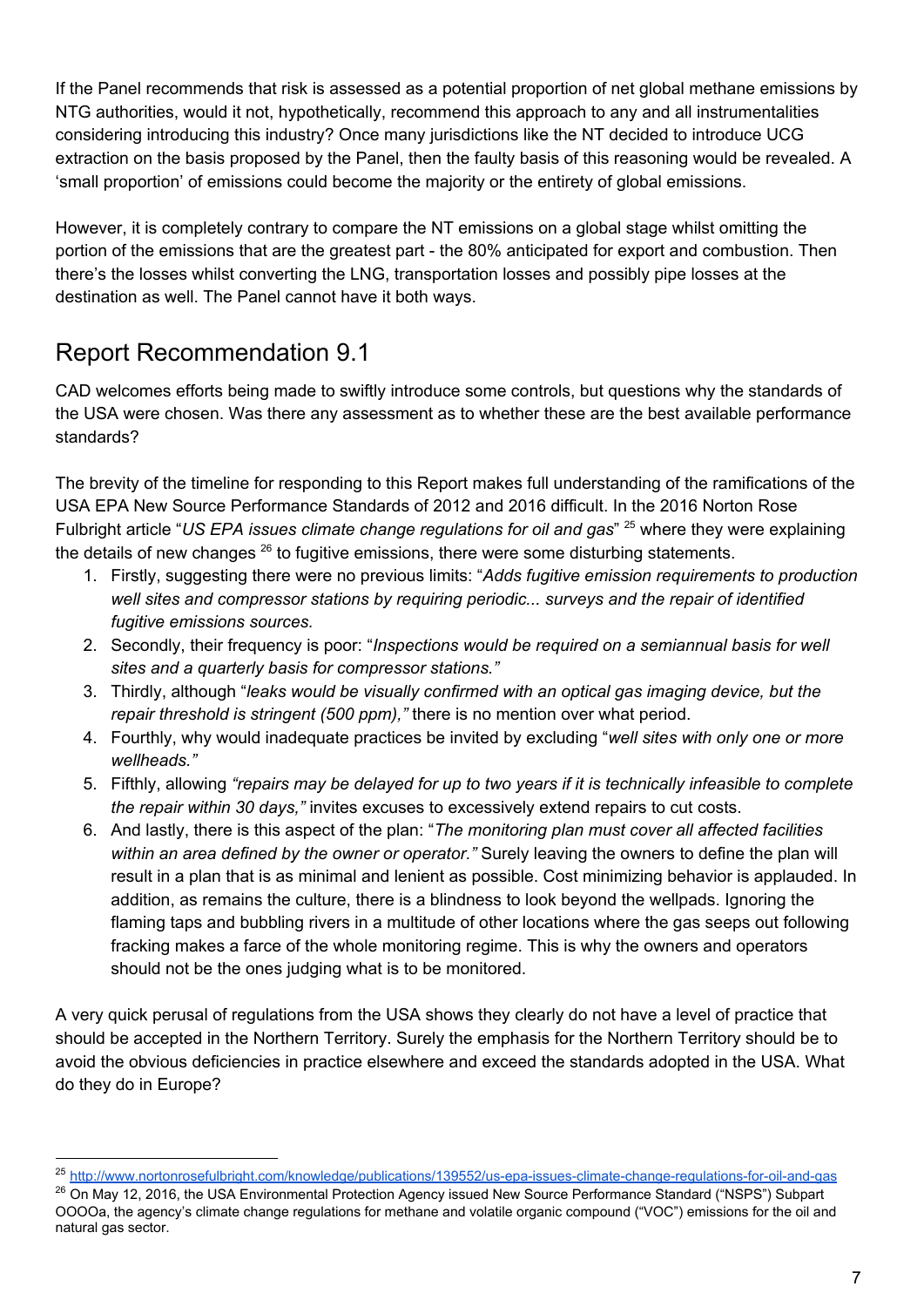If the Panel recommends that risk is assessed as a potential proportion of net global methane emissions by NTG authorities, would it not, hypothetically, recommend this approach to any and all instrumentalities considering introducing this industry? Once many jurisdictions like the NT decided to introduce UCG extraction on the basis proposed by the Panel, then the faulty basis of this reasoning would be revealed. A 'small proportion' of emissions could become the majority or the entirety of global emissions.

However, it is completely contrary to compare the NT emissions on a global stage whilst omitting the portion of the emissions that are the greatest part - the 80% anticipated for export and combustion. Then there's the losses whilst converting the LNG, transportation losses and possibly pipe losses at the destination as well. The Panel cannot have it both ways.

## Report Recommendation 9.1

CAD welcomes efforts being made to swiftly introduce some controls, but questions why the standards of the USA were chosen. Was there any assessment as to whether these are the best available performance standards?

The brevity of the timeline for responding to this Report makes full understanding of the ramifications of the USA EPA New Source Performance Standards of 2012 and 2016 difficult. In the 2016 Norton Rose Fulbright article "*US EPA issues climate change regulations for oil and gas*" [25] where they were explaining the details of new changes [26] to fugitive emissions, there were some disturbing statements.

1. Firstly, suggesting there were no previous limits: "*Adds fugitive emission requirements to production well sites and compressor stations by requiring periodic... surveys and the repair of identified fugitive emissions sources.*
2. Secondly, their frequency is poor: "*Inspections would be required on a semiannual basis for well sites and a quarterly basis for compressor stations.*"
3. Thirdly, although "*leaks would be visually confirmed with an optical gas imaging device, but the repair threshold is stringent (500 ppm),*" there is no mention over what period.
4. Fourthly, why would inadequate practices be invited by excluding "*well sites with only one or more wellheads.*"
5. Fifthly, allowing *"repairs may be delayed for up to two years if it is technically infeasible to complete the repair within 30 days,"* invites excuses to excessively extend repairs to cut costs.
6. And lastly, there is this aspect of the plan: "*The monitoring plan must cover all affected facilities within an area defined by the owner or operator.*" Surely leaving the owners to define the plan will result in a plan that is as minimal and lenient as possible. Cost minimizing behavior is applauded. In addition, as remains the culture, there is a blindness to look beyond the wellpads. Ignoring the flaming taps and bubbling rivers in a multitude of other locations where the gas seeps out following fracking makes a farce of the whole monitoring regime. This is why the owners and operators should not be the ones judging what is to be monitored.

A very quick perusal of regulations from the USA shows they clearly do not have a level of practice that should be accepted in the Northern Territory. Surely the emphasis for the Northern Territory should be to avoid the obvious deficiencies in practice elsewhere and exceed the standards adopted in the USA. What do they do in Europe?

---

[25] http://www.nortonrosefulbright.com/knowledge/publications/139552/us-epa-issues-climate-change-regulations-for-oil-and-gas

[26] On May 12, 2016, the USA Environmental Protection Agency issued New Source Performance Standard ("NSPS") Subpart OOOOa, the agency's climate change regulations for methane and volatile organic compound ("VOC") emissions for the oil and natural gas sector.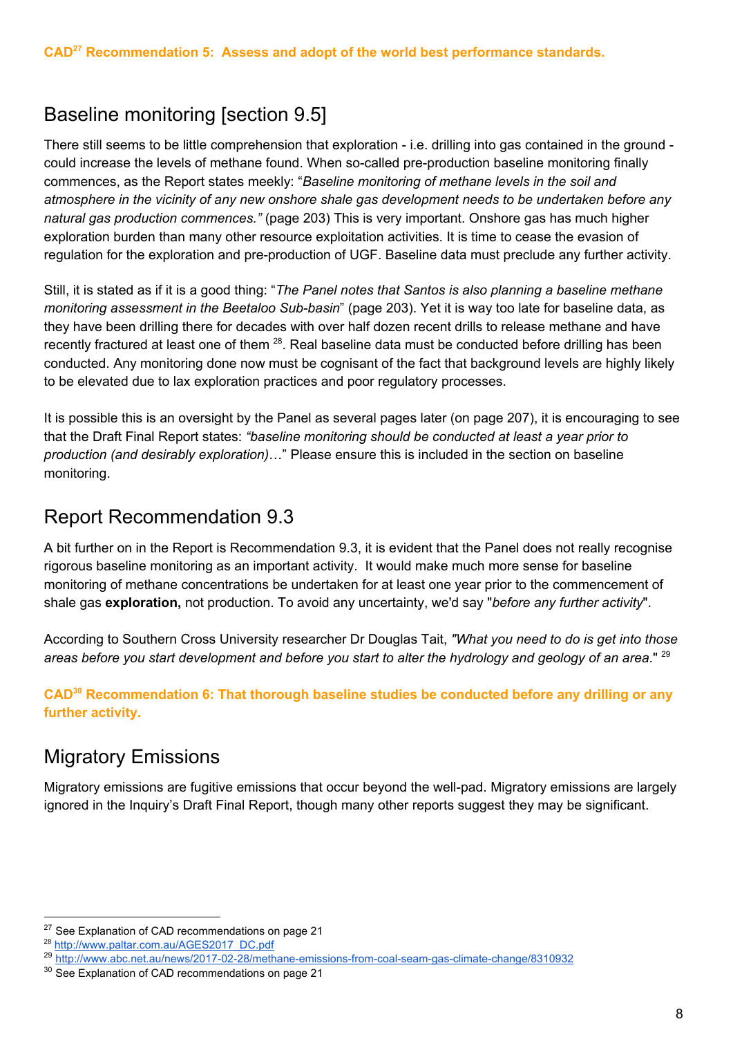**CAD[27] Recommendation 5: Assess and adopt of the world best performance standards.**

## Baseline monitoring [section 9.5]

There still seems to be little comprehension that exploration - i.e. drilling into gas contained in the ground - could increase the levels of methane found. When so-called pre-production baseline monitoring finally commences, as the Report states meekly: "*Baseline monitoring of methane levels in the soil and atmosphere in the vicinity of any new onshore shale gas development needs to be undertaken before any natural gas production commences."* (page 203) This is very important. Onshore gas has much higher exploration burden than many other resource exploitation activities. It is time to cease the evasion of regulation for the exploration and pre-production of UGF. Baseline data must preclude any further activity.

Still, it is stated as if it is a good thing: "*The Panel notes that Santos is also planning a baseline methane monitoring assessment in the Beetaloo Sub-basin*" (page 203). Yet it is way too late for baseline data, as they have been drilling there for decades with over half dozen recent drills to release methane and have recently fractured at least one of them [28]. Real baseline data must be conducted before drilling has been conducted. Any monitoring done now must be cognisant of the fact that background levels are highly likely to be elevated due to lax exploration practices and poor regulatory processes.

It is possible this is an oversight by the Panel as several pages later (on page 207), it is encouraging to see that the Draft Final Report states: *"baseline monitoring should be conducted at least a year prior to production (and desirably exploration)*…" Please ensure this is included in the section on baseline monitoring.

## Report Recommendation 9.3

A bit further on in the Report is Recommendation 9.3, it is evident that the Panel does not really recognise rigorous baseline monitoring as an important activity. It would make much more sense for baseline monitoring of methane concentrations be undertaken for at least one year prior to the commencement of shale gas **exploration,** not production. To avoid any uncertainty, we'd say "*before any further activity*".

According to Southern Cross University researcher Dr Douglas Tait, *"What you need to do is get into those areas before you start development and before you start to alter the hydrology and geology of an area*." [29]

**CAD[30] Recommendation 6: That thorough baseline studies be conducted before any drilling or any further activity.**

## Migratory Emissions

Migratory emissions are fugitive emissions that occur beyond the well-pad. Migratory emissions are largely ignored in the Inquiry's Draft Final Report, though many other reports suggest they may be significant.

---

[27] See Explanation of CAD recommendations on page 21

[28] http://www.paltar.com.au/AGES2017_DC.pdf

[29] http://www.abc.net.au/news/2017-02-28/methane-emissions-from-coal-seam-gas-climate-change/8310932

[30] See Explanation of CAD recommendations on page 21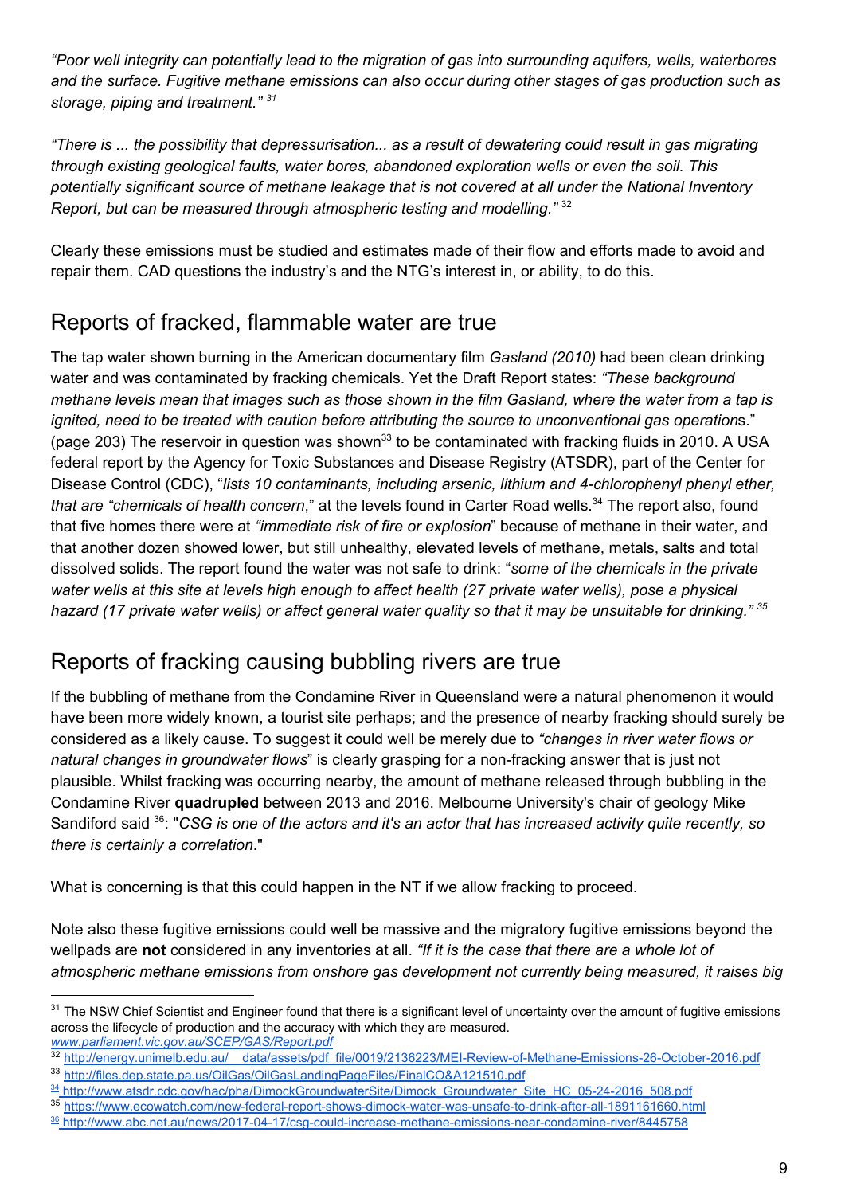*"Poor well integrity can potentially lead to the migration of gas into surrounding aquifers, wells, waterbores and the surface. Fugitive methane emissions can also occur during other stages of gas production such as storage, piping and treatment."* [31]

*"There is ... the possibility that depressurisation... as a result of dewatering could result in gas migrating through existing geological faults, water bores, abandoned exploration wells or even the soil. This potentially significant source of methane leakage that is not covered at all under the National Inventory Report, but can be measured through atmospheric testing and modelling."* [32]

Clearly these emissions must be studied and estimates made of their flow and efforts made to avoid and repair them. CAD questions the industry's and the NTG's interest in, or ability, to do this.

## Reports of fracked, flammable water are true

The tap water shown burning in the American documentary film *Gasland (2010)* had been clean drinking water and was contaminated by fracking chemicals. Yet the Draft Report states: *"These background methane levels mean that images such as those shown in the film Gasland, where the water from a tap is ignited, need to be treated with caution before attributing the source to unconventional gas operation*s." (page 203) The reservoir in question was shown[33] to be contaminated with fracking fluids in 2010. A USA federal report by the Agency for Toxic Substances and Disease Registry (ATSDR), part of the Center for Disease Control (CDC), "*lists 10 contaminants, including arsenic, lithium and 4-chlorophenyl phenyl ether, that are "chemicals of health concern*," at the levels found in Carter Road wells.[34] The report also, found that five homes there were at *"immediate risk of fire or explosion*" because of methane in their water, and that another dozen showed lower, but still unhealthy, elevated levels of methane, metals, salts and total dissolved solids. The report found the water was not safe to drink: "*some of the chemicals in the private water wells at this site at levels high enough to affect health (27 private water wells), pose a physical hazard (17 private water wells) or affect general water quality so that it may be unsuitable for drinking."* [35]

## Reports of fracking causing bubbling rivers are true

If the bubbling of methane from the Condamine River in Queensland were a natural phenomenon it would have been more widely known, a tourist site perhaps; and the presence of nearby fracking should surely be considered as a likely cause. To suggest it could well be merely due to *"changes in river water flows or natural changes in groundwater flows*" is clearly grasping for a non-fracking answer that is just not plausible. Whilst fracking was occurring nearby, the amount of methane released through bubbling in the Condamine River **quadrupled** between 2013 and 2016. Melbourne University's chair of geology Mike Sandiford said [36]: "*CSG is one of the actors and it's an actor that has increased activity quite recently, so there is certainly a correlation*."

What is concerning is that this could happen in the NT if we allow fracking to proceed.

Note also these fugitive emissions could well be massive and the migratory fugitive emissions beyond the wellpads are **not** considered in any inventories at all. *"If it is the case that there are a whole lot of atmospheric methane emissions from onshore gas development not currently being measured, it raises big*

---

[31] The NSW Chief Scientist and Engineer found that there is a significant level of uncertainty over the amount of fugitive emissions across the lifecycle of production and the accuracy with which they are measured. *www.parliament.vic.gov.au/SCEP/GAS/Report.pdf*

[32] http://energy.unimelb.edu.au/__data/assets/pdf_file/0019/2136223/MEI-Review-of-Methane-Emissions-26-October-2016.pdf

[33] http://files.dep.state.pa.us/OilGas/OilGasLandingPageFiles/FinalCO&A121510.pdf

[34] http://www.atsdr.cdc.gov/hac/pha/DimockGroundwaterSite/Dimock_Groundwater_Site_HC_05-24-2016_508.pdf

[35] https://www.ecowatch.com/new-federal-report-shows-dimock-water-was-unsafe-to-drink-after-all-1891161660.html

[36] http://www.abc.net.au/news/2017-04-17/csg-could-increase-methane-emissions-near-condamine-river/8445758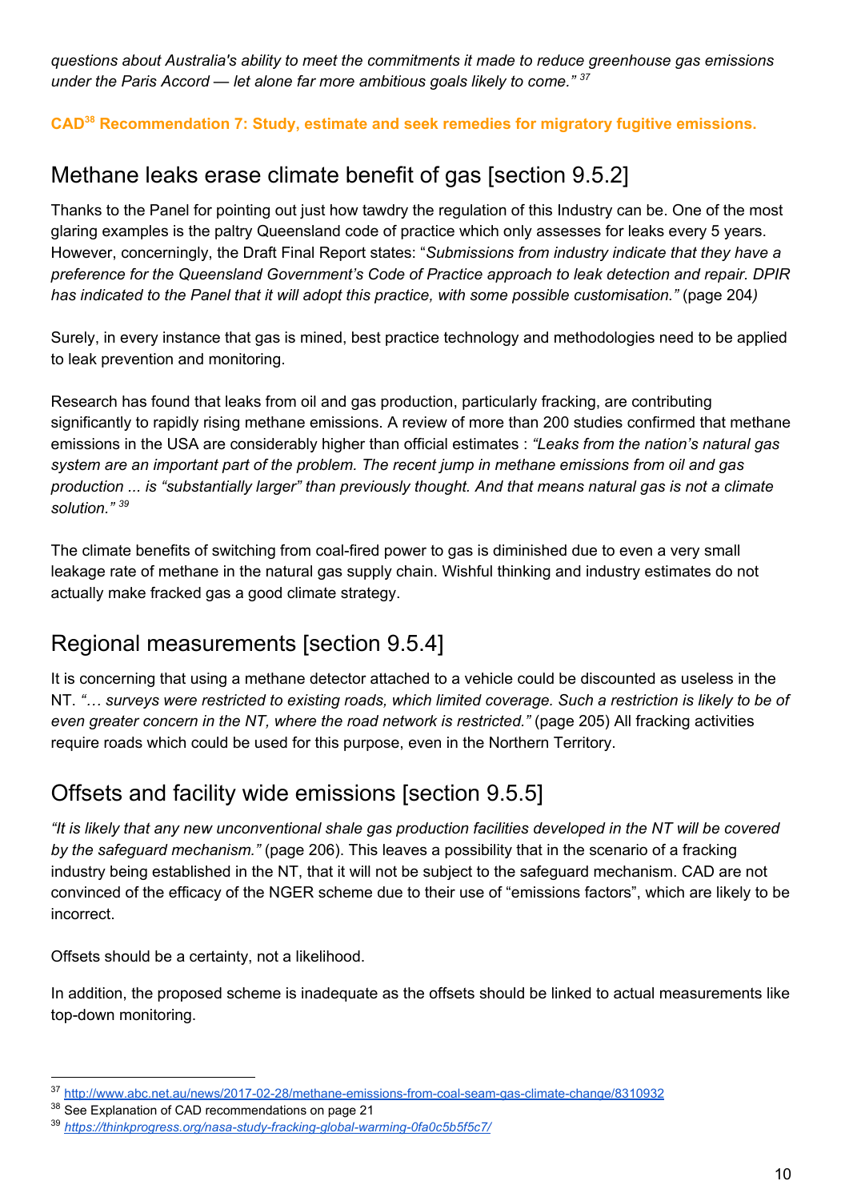*questions about Australia's ability to meet the commitments it made to reduce greenhouse gas emissions under the Paris Accord — let alone far more ambitious goals likely to come."* [37]

**CAD[38] Recommendation 7: Study, estimate and seek remedies for migratory fugitive emissions.**

## Methane leaks erase climate benefit of gas [section 9.5.2]

Thanks to the Panel for pointing out just how tawdry the regulation of this Industry can be. One of the most glaring examples is the paltry Queensland code of practice which only assesses for leaks every 5 years. However, concerningly, the Draft Final Report states: "*Submissions from industry indicate that they have a preference for the Queensland Government's Code of Practice approach to leak detection and repair. DPIR has indicated to the Panel that it will adopt this practice, with some possible customisation."* (page 204*)*

Surely, in every instance that gas is mined, best practice technology and methodologies need to be applied to leak prevention and monitoring.

Research has found that leaks from oil and gas production, particularly fracking, are contributing significantly to rapidly rising methane emissions. A review of more than 200 studies confirmed that methane emissions in the USA are considerably higher than official estimates : *"Leaks from the nation's natural gas system are an important part of the problem. The recent jump in methane emissions from oil and gas production ... is "substantially larger" than previously thought. And that means natural gas is not a climate solution."* [39]

The climate benefits of switching from coal-fired power to gas is diminished due to even a very small leakage rate of methane in the natural gas supply chain. Wishful thinking and industry estimates do not actually make fracked gas a good climate strategy.

## Regional measurements [section 9.5.4]

It is concerning that using a methane detector attached to a vehicle could be discounted as useless in the NT. *"… surveys were restricted to existing roads, which limited coverage. Such a restriction is likely to be of even greater concern in the NT, where the road network is restricted."* (page 205) All fracking activities require roads which could be used for this purpose, even in the Northern Territory.

## Offsets and facility wide emissions [section 9.5.5]

*"It is likely that any new unconventional shale gas production facilities developed in the NT will be covered by the safeguard mechanism."* (page 206). This leaves a possibility that in the scenario of a fracking industry being established in the NT, that it will not be subject to the safeguard mechanism. CAD are not convinced of the efficacy of the NGER scheme due to their use of "emissions factors", which are likely to be incorrect.

Offsets should be a certainty, not a likelihood.

In addition, the proposed scheme is inadequate as the offsets should be linked to actual measurements like top-down monitoring.

---

[37] http://www.abc.net.au/news/2017-02-28/methane-emissions-from-coal-seam-gas-climate-change/8310932

[38] See Explanation of CAD recommendations on page 21

[39] *https://thinkprogress.org/nasa-study-fracking-global-warming-0fa0c5b5f5c7/*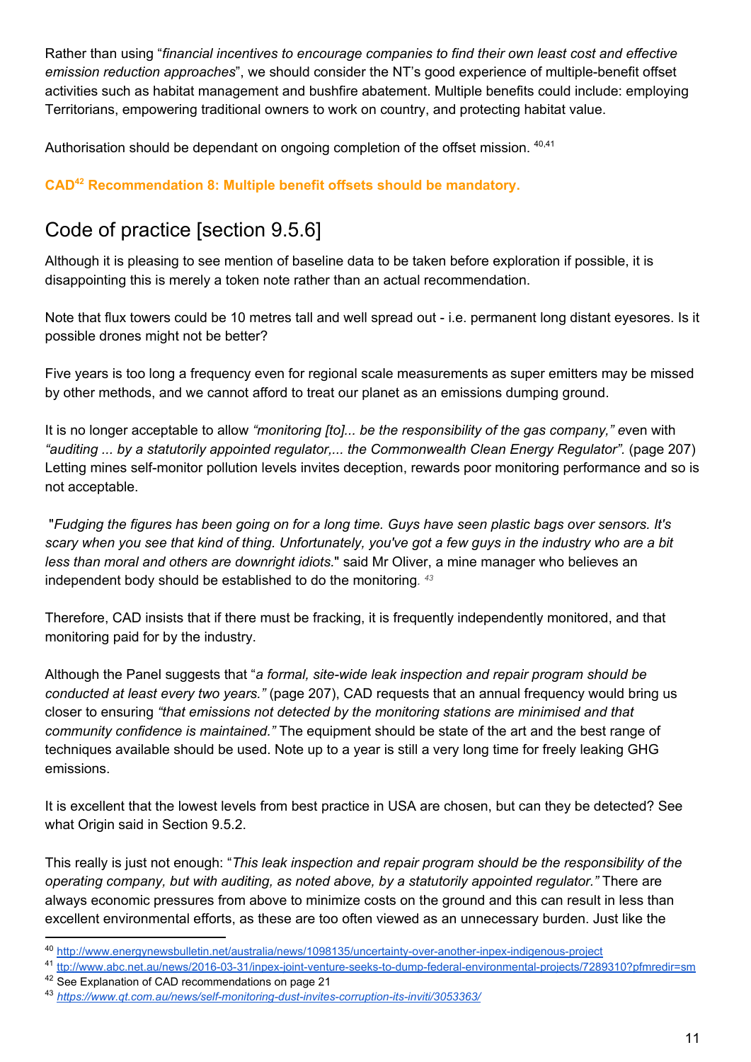Rather than using "*financial incentives to encourage companies to find their own least cost and effective emission reduction approaches*", we should consider the NT's good experience of multiple-benefit offset activities such as habitat management and bushfire abatement. Multiple benefits could include: employing Territorians, empowering traditional owners to work on country, and protecting habitat value.

Authorisation should be dependant on ongoing completion of the offset mission. [40,41]

**CAD[42] Recommendation 8: Multiple benefit offsets should be mandatory.**

## Code of practice [section 9.5.6]

Although it is pleasing to see mention of baseline data to be taken before exploration if possible, it is disappointing this is merely a token note rather than an actual recommendation.

Note that flux towers could be 10 metres tall and well spread out - i.e. permanent long distant eyesores. Is it possible drones might not be better?

Five years is too long a frequency even for regional scale measurements as super emitters may be missed by other methods, and we cannot afford to treat our planet as an emissions dumping ground.

It is no longer acceptable to allow *"monitoring [to]... be the responsibility of the gas company,"* even with *"auditing ... by a statutorily appointed regulator,... the Commonwealth Clean Energy Regulator".* (page 207) Letting mines self-monitor pollution levels invites deception, rewards poor monitoring performance and so is not acceptable.

"*Fudging the figures has been going on for a long time. Guys have seen plastic bags over sensors. It's scary when you see that kind of thing. Unfortunately, you've got a few guys in the industry who are a bit less than moral and others are downright idiots.*" said Mr Oliver, a mine manager who believes an independent body should be established to do the monitoring. [43]

Therefore, CAD insists that if there must be fracking, it is frequently independently monitored, and that monitoring paid for by the industry.

Although the Panel suggests that "*a formal, site-wide leak inspection and repair program should be conducted at least every two years.*" (page 207), CAD requests that an annual frequency would bring us closer to ensuring *"that emissions not detected by the monitoring stations are minimised and that community confidence is maintained."* The equipment should be state of the art and the best range of techniques available should be used. Note up to a year is still a very long time for freely leaking GHG emissions.

It is excellent that the lowest levels from best practice in USA are chosen, but can they be detected? See what Origin said in Section 9.5.2.

This really is just not enough: "*This leak inspection and repair program should be the responsibility of the operating company, but with auditing, as noted above, by a statutorily appointed regulator.*" There are always economic pressures from above to minimize costs on the ground and this can result in less than excellent environmental efforts, as these are too often viewed as an unnecessary burden. Just like the

---

[40] http://www.energynewsbulletin.net/australia/news/1098135/uncertainty-over-another-inpex-indigenous-project

[41] ttp://www.abc.net.au/news/2016-03-31/inpex-joint-venture-seeks-to-dump-federal-environmental-projects/7289310?pfmredir=sm

[42] See Explanation of CAD recommendations on page 21

[43] *https://www.qt.com.au/news/self-monitoring-dust-invites-corruption-its-inviti/3053363/*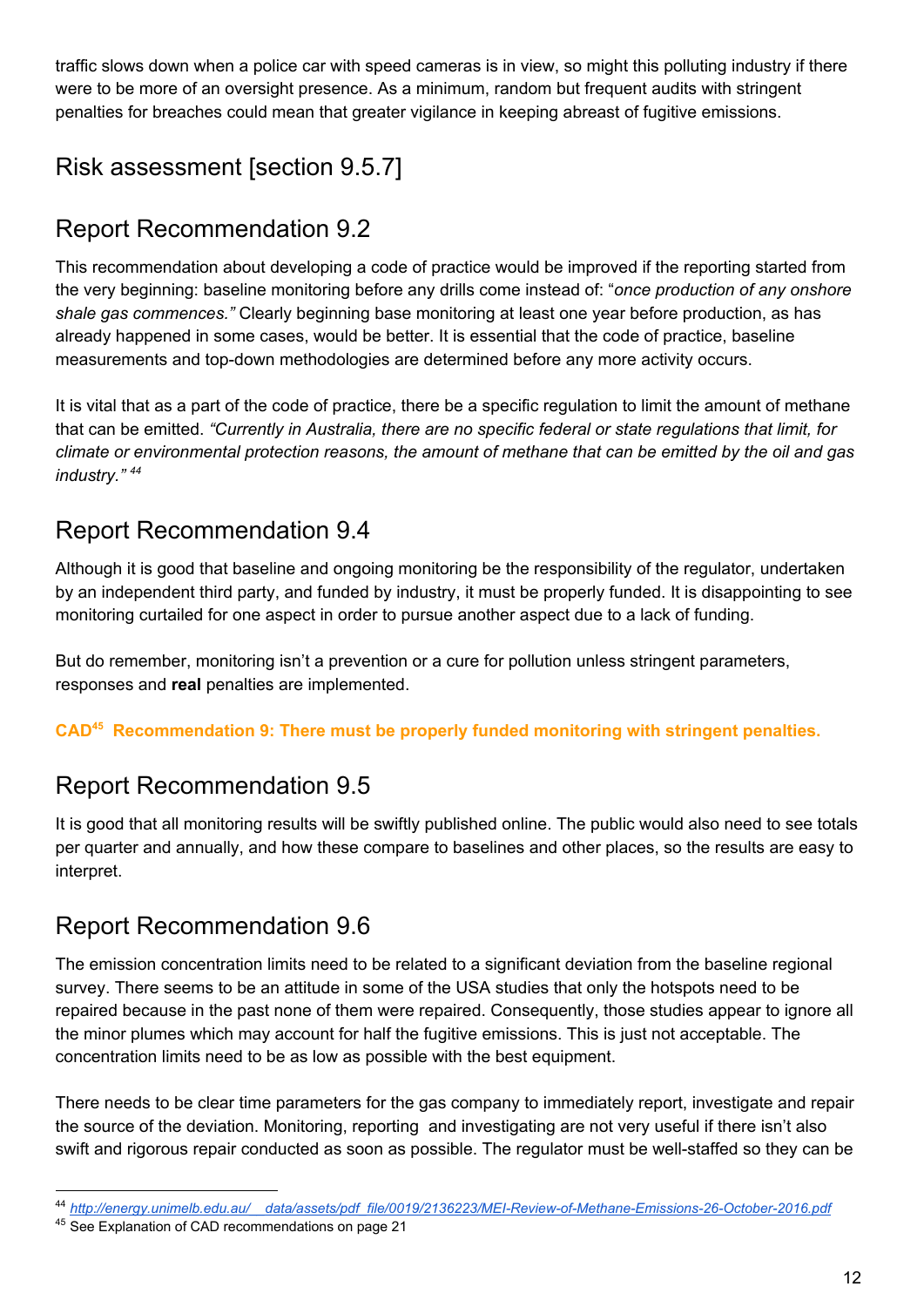traffic slows down when a police car with speed cameras is in view, so might this polluting industry if there were to be more of an oversight presence. As a minimum, random but frequent audits with stringent penalties for breaches could mean that greater vigilance in keeping abreast of fugitive emissions.

## Risk assessment [section 9.5.7]

## Report Recommendation 9.2

This recommendation about developing a code of practice would be improved if the reporting started from the very beginning: baseline monitoring before any drills come instead of: "*once production of any onshore shale gas commences.*" Clearly beginning base monitoring at least one year before production, as has already happened in some cases, would be better. It is essential that the code of practice, baseline measurements and top-down methodologies are determined before any more activity occurs.

It is vital that as a part of the code of practice, there be a specific regulation to limit the amount of methane that can be emitted. *"Currently in Australia, there are no specific federal or state regulations that limit, for climate or environmental protection reasons, the amount of methane that can be emitted by the oil and gas industry."* [44]

## Report Recommendation 9.4

Although it is good that baseline and ongoing monitoring be the responsibility of the regulator, undertaken by an independent third party, and funded by industry, it must be properly funded. It is disappointing to see monitoring curtailed for one aspect in order to pursue another aspect due to a lack of funding.

But do remember, monitoring isn't a prevention or a cure for pollution unless stringent parameters, responses and **real** penalties are implemented.

**CAD[45] Recommendation 9: There must be properly funded monitoring with stringent penalties.**

## Report Recommendation 9.5

It is good that all monitoring results will be swiftly published online. The public would also need to see totals per quarter and annually, and how these compare to baselines and other places, so the results are easy to interpret.

## Report Recommendation 9.6

The emission concentration limits need to be related to a significant deviation from the baseline regional survey. There seems to be an attitude in some of the USA studies that only the hotspots need to be repaired because in the past none of them were repaired. Consequently, those studies appear to ignore all the minor plumes which may account for half the fugitive emissions. This is just not acceptable. The concentration limits need to be as low as possible with the best equipment.

There needs to be clear time parameters for the gas company to immediately report, investigate and repair the source of the deviation. Monitoring, reporting and investigating are not very useful if there isn't also swift and rigorous repair conducted as soon as possible. The regulator must be well-staffed so they can be

---

[44] http://energy.unimelb.edu.au/__data/assets/pdf_file/0019/2136223/MEI-Review-of-Methane-Emissions-26-October-2016.pdf

[45] See Explanation of CAD recommendations on page 21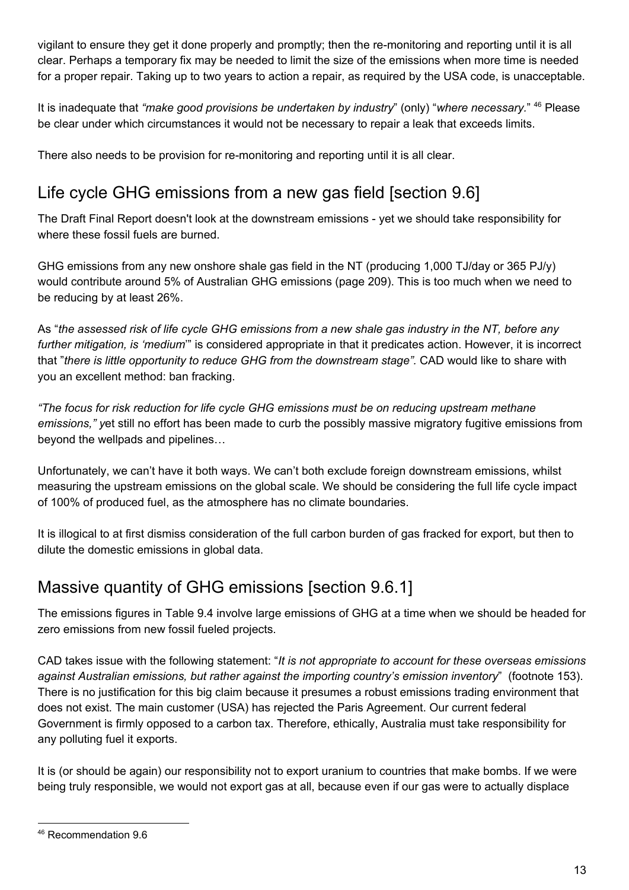vigilant to ensure they get it done properly and promptly; then the re-monitoring and reporting until it is all clear. Perhaps a temporary fix may be needed to limit the size of the emissions when more time is needed for a proper repair. Taking up to two years to action a repair, as required by the USA code, is unacceptable.

It is inadequate that *"make good provisions be undertaken by industry*" (only) "*where necessary.*" [46] Please be clear under which circumstances it would not be necessary to repair a leak that exceeds limits.

There also needs to be provision for re-monitoring and reporting until it is all clear.

## Life cycle GHG emissions from a new gas field [section 9.6]

The Draft Final Report doesn't look at the downstream emissions - yet we should take responsibility for where these fossil fuels are burned.

GHG emissions from any new onshore shale gas field in the NT (producing 1,000 TJ/day or 365 PJ/y) would contribute around 5% of Australian GHG emissions (page 209). This is too much when we need to be reducing by at least 26%.

As "*the assessed risk of life cycle GHG emissions from a new shale gas industry in the NT, before any further mitigation, is 'medium*'" is considered appropriate in that it predicates action. However, it is incorrect that "*there is little opportunity to reduce GHG from the downstream stage".* CAD would like to share with you an excellent method: ban fracking.

*"The focus for risk reduction for life cycle GHG emissions must be on reducing upstream methane emissions," y*et still no effort has been made to curb the possibly massive migratory fugitive emissions from beyond the wellpads and pipelines…

Unfortunately, we can't have it both ways. We can't both exclude foreign downstream emissions, whilst measuring the upstream emissions on the global scale. We should be considering the full life cycle impact of 100% of produced fuel, as the atmosphere has no climate boundaries.

It is illogical to at first dismiss consideration of the full carbon burden of gas fracked for export, but then to dilute the domestic emissions in global data.

## Massive quantity of GHG emissions [section 9.6.1]

The emissions figures in Table 9.4 involve large emissions of GHG at a time when we should be headed for zero emissions from new fossil fueled projects.

CAD takes issue with the following statement: "*It is not appropriate to account for these overseas emissions against Australian emissions, but rather against the importing country's emission inventory*" (footnote 153). There is no justification for this big claim because it presumes a robust emissions trading environment that does not exist. The main customer (USA) has rejected the Paris Agreement. Our current federal Government is firmly opposed to a carbon tax. Therefore, ethically, Australia must take responsibility for any polluting fuel it exports.

It is (or should be again) our responsibility not to export uranium to countries that make bombs. If we were being truly responsible, we would not export gas at all, because even if our gas were to actually displace

[46] Recommendation 9.6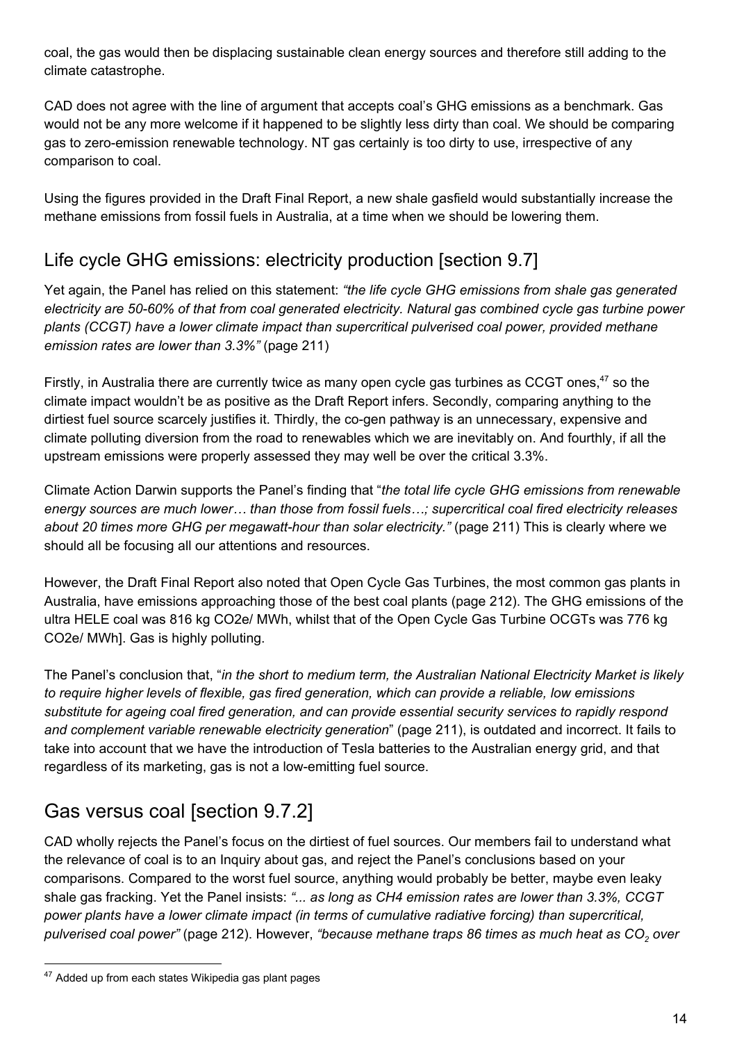coal, the gas would then be displacing sustainable clean energy sources and therefore still adding to the climate catastrophe.

CAD does not agree with the line of argument that accepts coal's GHG emissions as a benchmark. Gas would not be any more welcome if it happened to be slightly less dirty than coal. We should be comparing gas to zero-emission renewable technology. NT gas certainly is too dirty to use, irrespective of any comparison to coal.

Using the figures provided in the Draft Final Report, a new shale gasfield would substantially increase the methane emissions from fossil fuels in Australia, at a time when we should be lowering them.

## Life cycle GHG emissions: electricity production [section 9.7]

Yet again, the Panel has relied on this statement: *"the life cycle GHG emissions from shale gas generated electricity are 50-60% of that from coal generated electricity. Natural gas combined cycle gas turbine power plants (CCGT) have a lower climate impact than supercritical pulverised coal power, provided methane emission rates are lower than 3.3%"* (page 211)

Firstly, in Australia there are currently twice as many open cycle gas turbines as CCGT ones,[47] so the climate impact wouldn't be as positive as the Draft Report infers. Secondly, comparing anything to the dirtiest fuel source scarcely justifies it. Thirdly, the co-gen pathway is an unnecessary, expensive and climate polluting diversion from the road to renewables which we are inevitably on. And fourthly, if all the upstream emissions were properly assessed they may well be over the critical 3.3%.

Climate Action Darwin supports the Panel's finding that "*the total life cycle GHG emissions from renewable energy sources are much lower… than those from fossil fuels…; supercritical coal fired electricity releases about 20 times more GHG per megawatt-hour than solar electricity."* (page 211) This is clearly where we should all be focusing all our attentions and resources.

However, the Draft Final Report also noted that Open Cycle Gas Turbines, the most common gas plants in Australia, have emissions approaching those of the best coal plants (page 212). The GHG emissions of the ultra HELE coal was 816 kg CO2e/ MWh, whilst that of the Open Cycle Gas Turbine OCGTs was 776 kg CO2e/ MWh]. Gas is highly polluting.

The Panel's conclusion that, "*in the short to medium term, the Australian National Electricity Market is likely to require higher levels of flexible, gas fired generation, which can provide a reliable, low emissions substitute for ageing coal fired generation, and can provide essential security services to rapidly respond and complement variable renewable electricity generation*" (page 211), is outdated and incorrect. It fails to take into account that we have the introduction of Tesla batteries to the Australian energy grid, and that regardless of its marketing, gas is not a low-emitting fuel source.

## Gas versus coal [section 9.7.2]

CAD wholly rejects the Panel's focus on the dirtiest of fuel sources. Our members fail to understand what the relevance of coal is to an Inquiry about gas, and reject the Panel's conclusions based on your comparisons. Compared to the worst fuel source, anything would probably be better, maybe even leaky shale gas fracking. Yet the Panel insists: *"... as long as CH4 emission rates are lower than 3.3%, CCGT power plants have a lower climate impact (in terms of cumulative radiative forcing) than supercritical, pulverised coal power"* (page 212). However, *"because methane traps 86 times as much heat as $CO_2$ over*

[47] Added up from each states Wikipedia gas plant pages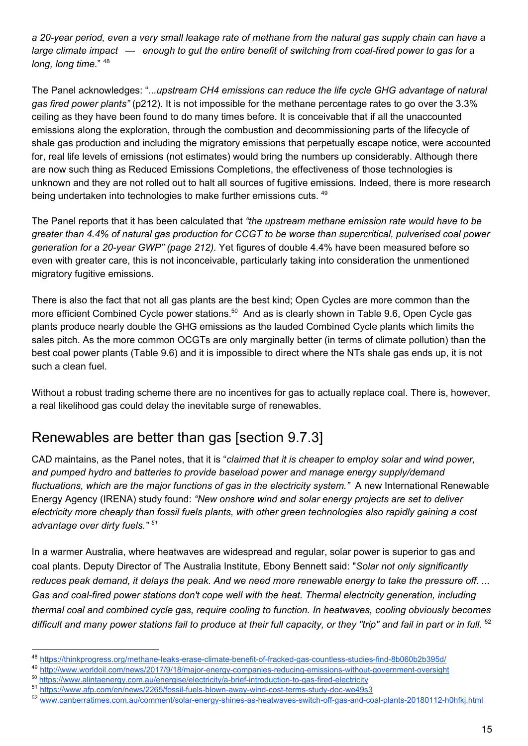*a 20-year period, even a very small leakage rate of methane from the natural gas supply chain can have a large climate impact — enough to gut the entire benefit of switching from coal-fired power to gas for a long, long time.*" [48]

The Panel acknowledges: "*...upstream CH4 emissions can reduce the life cycle GHG advantage of natural gas fired power plants"* (p212). It is not impossible for the methane percentage rates to go over the 3.3% ceiling as they have been found to do many times before. It is conceivable that if all the unaccounted emissions along the exploration, through the combustion and decommissioning parts of the lifecycle of shale gas production and including the migratory emissions that perpetually escape notice, were accounted for, real life levels of emissions (not estimates) would bring the numbers up considerably. Although there are now such thing as Reduced Emissions Completions, the effectiveness of those technologies is unknown and they are not rolled out to halt all sources of fugitive emissions. Indeed, there is more research being undertaken into technologies to make further emissions cuts. [49]

The Panel reports that it has been calculated that *"the upstream methane emission rate would have to be greater than 4.4% of natural gas production for CCGT to be worse than supercritical, pulverised coal power generation for a 20-year GWP" (page 212).* Yet figures of double 4.4% have been measured before so even with greater care, this is not inconceivable, particularly taking into consideration the unmentioned migratory fugitive emissions.

There is also the fact that not all gas plants are the best kind; Open Cycles are more common than the more efficient Combined Cycle power stations.[50] And as is clearly shown in Table 9.6, Open Cycle gas plants produce nearly double the GHG emissions as the lauded Combined Cycle plants which limits the sales pitch. As the more common OCGTs are only marginally better (in terms of climate pollution) than the best coal power plants (Table 9.6) and it is impossible to direct where the NTs shale gas ends up, it is not such a clean fuel.

Without a robust trading scheme there are no incentives for gas to actually replace coal. There is, however, a real likelihood gas could delay the inevitable surge of renewables.

## Renewables are better than gas [section 9.7.3]

CAD maintains, as the Panel notes, that it is "*claimed that it is cheaper to employ solar and wind power, and pumped hydro and batteries to provide baseload power and manage energy supply/demand fluctuations, which are the major functions of gas in the electricity system."* A new International Renewable Energy Agency (IRENA) study found: *"New onshore wind and solar energy projects are set to deliver electricity more cheaply than fossil fuels plants, with other green technologies also rapidly gaining a cost advantage over dirty fuels."* [51]

In a warmer Australia, where heatwaves are widespread and regular, solar power is superior to gas and coal plants. Deputy Director of The Australia Institute, Ebony Bennett said: "*Solar not only significantly reduces peak demand, it delays the peak. And we need more renewable energy to take the pressure off. ... Gas and coal-fired power stations don't cope well with the heat. Thermal electricity generation, including thermal coal and combined cycle gas, require cooling to function. In heatwaves, cooling obviously becomes difficult and many power stations fail to produce at their full capacity, or they "trip" and fail in part or in full.* [52]

---

[48] https://thinkprogress.org/methane-leaks-erase-climate-benefit-of-fracked-gas-countless-studies-find-8b060b2b395d/
[49] http://www.worldoil.com/news/2017/9/18/major-energy-companies-reducing-emissions-without-government-oversight
[50] https://www.alintaenergy.com.au/energise/electricity/a-brief-introduction-to-gas-fired-electricity
[51] https://www.afp.com/en/news/2265/fossil-fuels-blown-away-wind-cost-terms-study-doc-we49s3
[52] www.canberratimes.com.au/comment/solar-energy-shines-as-heatwaves-switch-off-gas-and-coal-plants-20180112-h0hfkj.html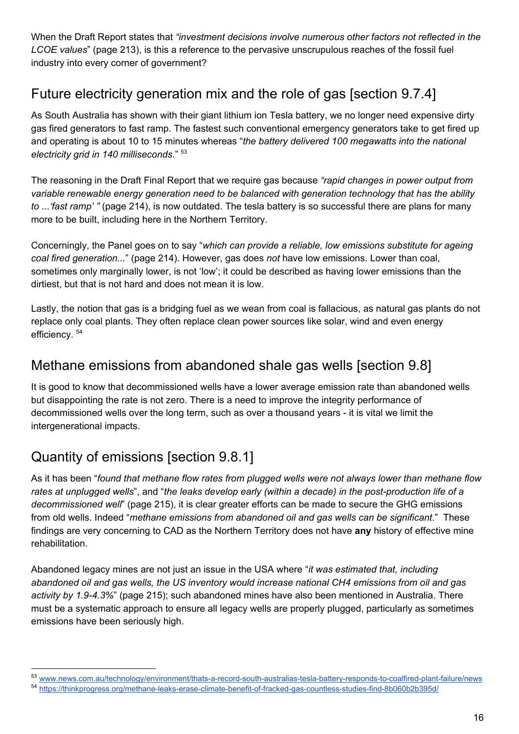When the Draft Report states that *"investment decisions involve numerous other factors not reflected in the LCOE values*" (page 213), is this a reference to the pervasive unscrupulous reaches of the fossil fuel industry into every corner of government?

## Future electricity generation mix and the role of gas [section 9.7.4]

As South Australia has shown with their giant lithium ion Tesla battery, we no longer need expensive dirty gas fired generators to fast ramp. The fastest such conventional emergency generators take to get fired up and operating is about 10 to 15 minutes whereas "*the battery delivered 100 megawatts into the national electricity grid in 140 milliseconds*." [53]

The reasoning in the Draft Final Report that we require gas because *"rapid changes in power output from variable renewable energy generation need to be balanced with generation technology that has the ability to ...'fast ramp' "* (page 214), is now outdated. The tesla battery is so successful there are plans for many more to be built, including here in the Northern Territory.

Concerningly, the Panel goes on to say "*which can provide a reliable, low emissions substitute for ageing coal fired generation...*" (page 214). However, gas does *not* have low emissions. Lower than coal, sometimes only marginally lower, is not 'low'; it could be described as having lower emissions than the dirtiest, but that is not hard and does not mean it is low.

Lastly, the notion that gas is a bridging fuel as we wean from coal is fallacious, as natural gas plants do not replace only coal plants. They often replace clean power sources like solar, wind and even energy efficiency. [54]

## Methane emissions from abandoned shale gas wells [section 9.8]

It is good to know that decommissioned wells have a lower average emission rate than abandoned wells but disappointing the rate is not zero. There is a need to improve the integrity performance of decommissioned wells over the long term, such as over a thousand years - it is vital we limit the intergenerational impacts.

## Quantity of emissions [section 9.8.1]

As it has been "*found that methane flow rates from plugged wells were not always lower than methane flow rates at unplugged wells*", and "*the leaks develop early (within a decade) in the post-production life of a decommissioned well*" (page 215), it is clear greater efforts can be made to secure the GHG emissions from old wells. Indeed "*methane emissions from abandoned oil and gas wells can be significant*." These findings are very concerning to CAD as the Northern Territory does not have **any** history of effective mine rehabilitation.

Abandoned legacy mines are not just an issue in the USA where "*it was estimated that, including abandoned oil and gas wells, the US inventory would increase national $CH_4$ emissions from oil and gas activity by 1.9-4.3%*" (page 215); such abandoned mines have also been mentioned in Australia. There must be a systematic approach to ensure all legacy wells are properly plugged, particularly as sometimes emissions have been seriously high.

---

[53] www.news.com.au/technology/environment/thats-a-record-south-australias-tesla-battery-responds-to-coalfired-plant-failure/news

[54] https://thinkprogress.org/methane-leaks-erase-climate-benefit-of-fracked-gas-countless-studies-find-8b060b2b395d/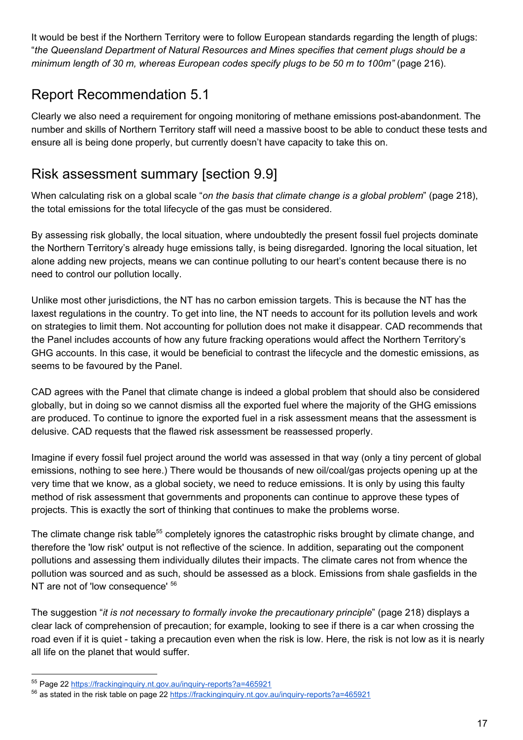It would be best if the Northern Territory were to follow European standards regarding the length of plugs: "*the Queensland Department of Natural Resources and Mines specifies that cement plugs should be a minimum length of 30 m, whereas European codes specify plugs to be 50 m to 100m"* (page 216).

## Report Recommendation 5.1

Clearly we also need a requirement for ongoing monitoring of methane emissions post-abandonment. The number and skills of Northern Territory staff will need a massive boost to be able to conduct these tests and ensure all is being done properly, but currently doesn't have capacity to take this on.

## Risk assessment summary [section 9.9]

When calculating risk on a global scale "*on the basis that climate change is a global problem*" (page 218), the total emissions for the total lifecycle of the gas must be considered.

By assessing risk globally, the local situation, where undoubtedly the present fossil fuel projects dominate the Northern Territory's already huge emissions tally, is being disregarded. Ignoring the local situation, let alone adding new projects, means we can continue polluting to our heart's content because there is no need to control our pollution locally.

Unlike most other jurisdictions, the NT has no carbon emission targets. This is because the NT has the laxest regulations in the country. To get into line, the NT needs to account for its pollution levels and work on strategies to limit them. Not accounting for pollution does not make it disappear. CAD recommends that the Panel includes accounts of how any future fracking operations would affect the Northern Territory's GHG accounts. In this case, it would be beneficial to contrast the lifecycle and the domestic emissions, as seems to be favoured by the Panel.

CAD agrees with the Panel that climate change is indeed a global problem that should also be considered globally, but in doing so we cannot dismiss all the exported fuel where the majority of the GHG emissions are produced. To continue to ignore the exported fuel in a risk assessment means that the assessment is delusive. CAD requests that the flawed risk assessment be reassessed properly.

Imagine if every fossil fuel project around the world was assessed in that way (only a tiny percent of global emissions, nothing to see here.) There would be thousands of new oil/coal/gas projects opening up at the very time that we know, as a global society, we need to reduce emissions. It is only by using this faulty method of risk assessment that governments and proponents can continue to approve these types of projects. This is exactly the sort of thinking that continues to make the problems worse.

The climate change risk table[55] completely ignores the catastrophic risks brought by climate change, and therefore the 'low risk' output is not reflective of the science. In addition, separating out the component pollutions and assessing them individually dilutes their impacts. The climate cares not from whence the pollution was sourced and as such, should be assessed as a block. Emissions from shale gasfields in the NT are not of 'low consequence' [56]

The suggestion "*it is not necessary to formally invoke the precautionary principle*" (page 218) displays a clear lack of comprehension of precaution; for example, looking to see if there is a car when crossing the road even if it is quiet - taking a precaution even when the risk is low. Here, the risk is not low as it is nearly all life on the planet that would suffer.

---

[55] Page 22 https://frackinginquiry.nt.gov.au/inquiry-reports?a=465921

[56] as stated in the risk table on page 22 https://frackinginquiry.nt.gov.au/inquiry-reports?a=465921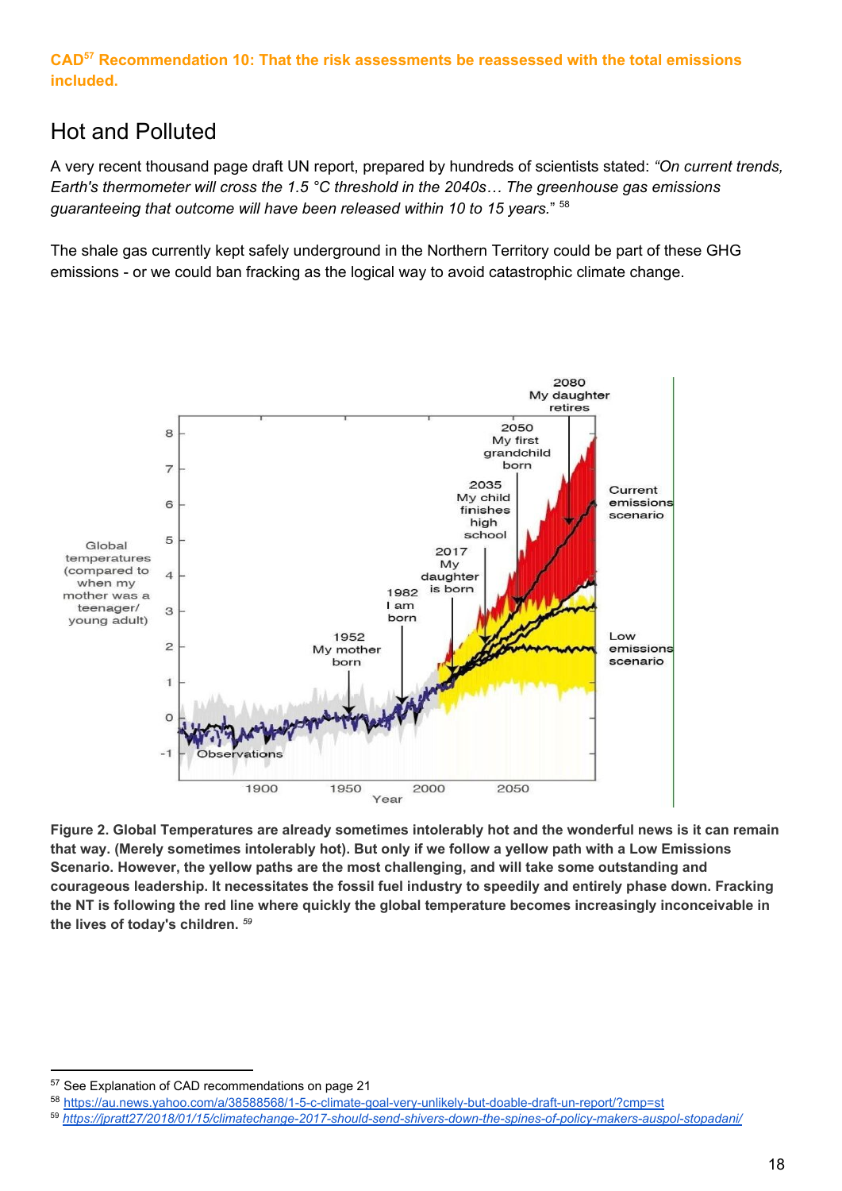**CAD[57] Recommendation 10: That the risk assessments be reassessed with the total emissions included.**

## Hot and Polluted

A very recent thousand page draft UN report, prepared by hundreds of scientists stated: *"On current trends, Earth's thermometer will cross the 1.5 °C threshold in the 2040s… The greenhouse gas emissions guaranteeing that outcome will have been released within 10 to 15 years."* [58]

The shale gas currently kept safely underground in the Northern Territory could be part of these GHG emissions - or we could ban fracking as the logical way to avoid catastrophic climate change.

**Figure 2. Global Temperatures are already sometimes intolerably hot and the wonderful news is it can remain that way. (Merely sometimes intolerably hot). But only if we follow a yellow path with a Low Emissions Scenario. However, the yellow paths are the most challenging, and will take some outstanding and courageous leadership. It necessitates the fossil fuel industry to speedily and entirely phase down. Fracking the NT is following the red line where quickly the global temperature becomes increasingly inconceivable in the lives of today's children.** [59]

---

[57] See Explanation of CAD recommendations on page 21

[58] https://au.news.yahoo.com/a/38588568/1-5-c-climate-goal-very-unlikely-but-doable-draft-un-report/?cmp=st

[59] *https://jpratt27/2018/01/15/climatechange-2017-should-send-shivers-down-the-spines-of-policy-makers-auspol-stopadani/*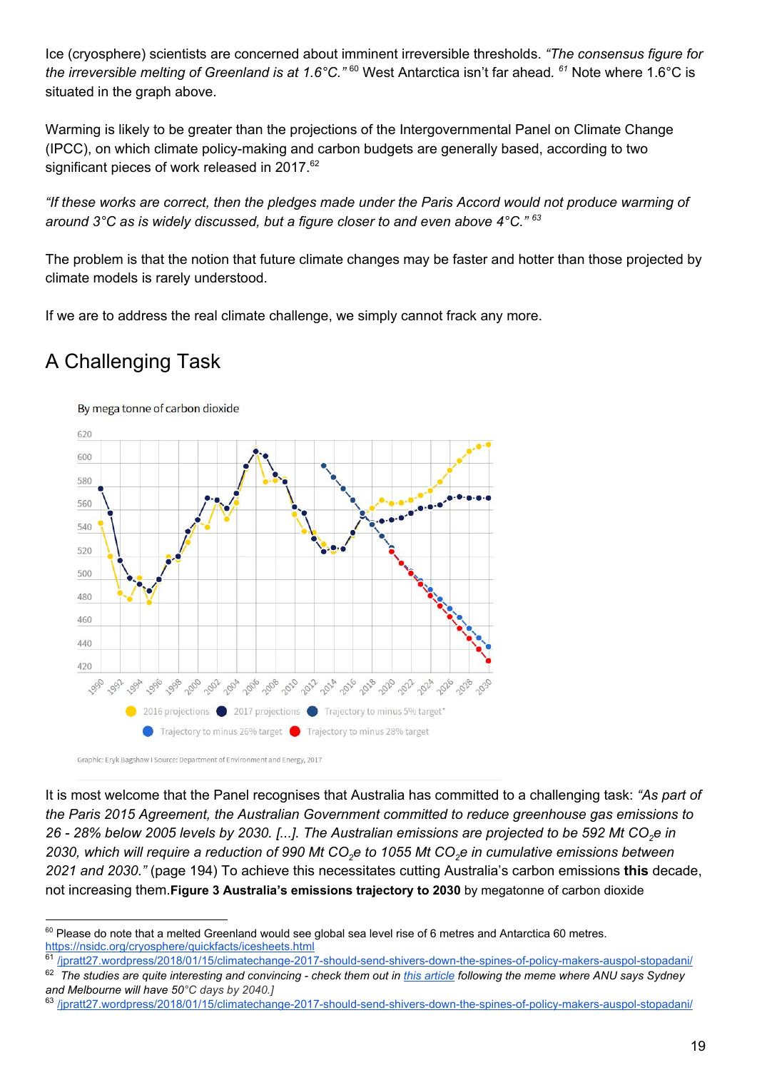Ice (cryosphere) scientists are concerned about imminent irreversible thresholds. *"The consensus figure for the irreversible melting of Greenland is at 1.6°C."* [60] West Antarctica isn't far ahead. [61] Note where 1.6°C is situated in the graph above.

Warming is likely to be greater than the projections of the Intergovernmental Panel on Climate Change (IPCC), on which climate policy-making and carbon budgets are generally based, according to two significant pieces of work released in 2017.[62]

*"If these works are correct, then the pledges made under the Paris Accord would not produce warming of around 3°C as is widely discussed, but a figure closer to and even above 4°C."* [63]

The problem is that the notion that future climate changes may be faster and hotter than those projected by climate models is rarely understood.

If we are to address the real climate challenge, we simply cannot frack any more.

## A Challenging Task

By mega tonne of carbon dioxide

Legend: 2016 projections; 2017 projections; Trajectory to minus 5% target*; Trajectory to minus 26% target; Trajectory to minus 28% target

Graphic: Eryk Bagshaw I Source: Department of Environment and Energy, 2017

It is most welcome that the Panel recognises that Australia has committed to a challenging task: *"As part of the Paris 2015 Agreement, the Australian Government committed to reduce greenhouse gas emissions to 26 - 28% below 2005 levels by 2030. [...]. The Australian emissions are projected to be 592 Mt $CO_2$e in 2030, which will require a reduction of 990 Mt $CO_2$e to 1055 Mt $CO_2$e in cumulative emissions between 2021 and 2030."* (page 194) To achieve this necessitates cutting Australia's carbon emissions **this** decade, not increasing them.**Figure 3 Australia's emissions trajectory to 2030** by megatonne of carbon dioxide

---

[60] Please do note that a melted Greenland would see global sea level rise of 6 metres and Antarctica 60 metres. https://nsidc.org/cryosphere/quickfacts/icesheets.html

[61] /jpratt27.wordpress/2018/01/15/climatechange-2017-should-send-shivers-down-the-spines-of-policy-makers-auspol-stopadani/

[62] *The studies are quite interesting and convincing - check them out in this article following the meme where ANU says Sydney and Melbourne will have 50°C days by 2040.]*

[63] /jpratt27.wordpress/2018/01/15/climatechange-2017-should-send-shivers-down-the-spines-of-policy-makers-auspol-stopadani/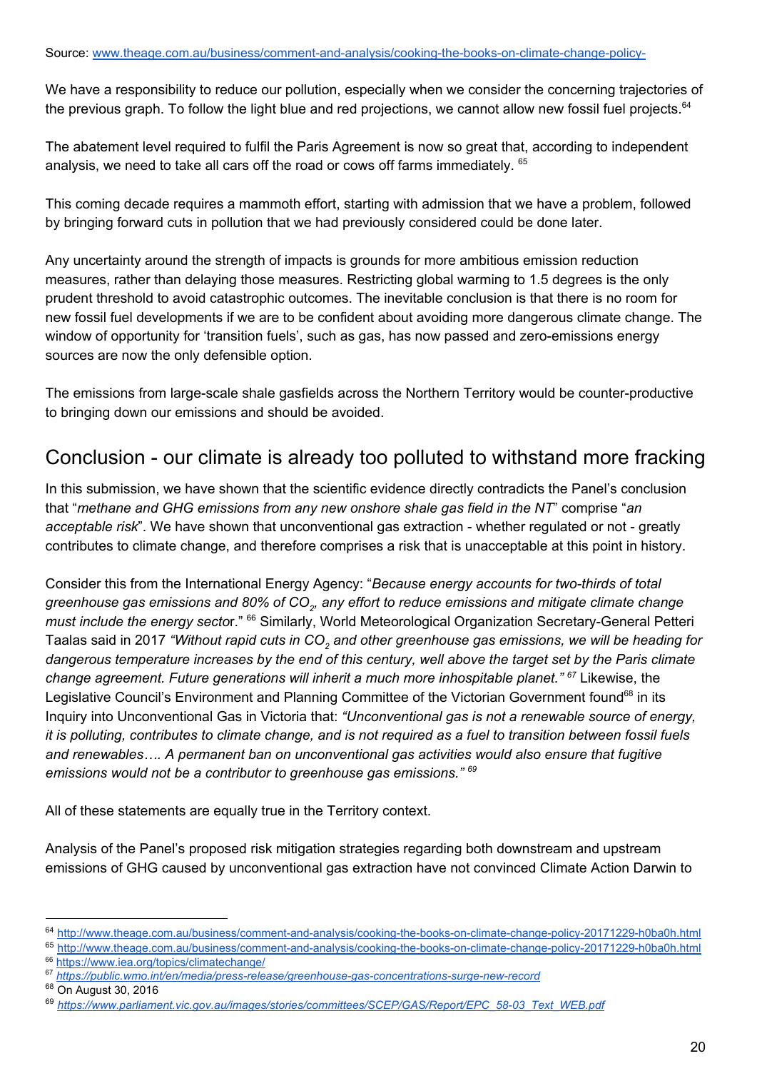Source: [www.theage.com.au/business/comment-and-analysis/cooking-the-books-on-climate-change-policy-](http://www.theage.com.au/business/comment-and-analysis/cooking-the-books-on-climate-change-policy-)

We have a responsibility to reduce our pollution, especially when we consider the concerning trajectories of the previous graph. To follow the light blue and red projections, we cannot allow new fossil fuel projects.[64]

The abatement level required to fulfil the Paris Agreement is now so great that, according to independent analysis, we need to take all cars off the road or cows off farms immediately. [65]

This coming decade requires a mammoth effort, starting with admission that we have a problem, followed by bringing forward cuts in pollution that we had previously considered could be done later.

Any uncertainty around the strength of impacts is grounds for more ambitious emission reduction measures, rather than delaying those measures. Restricting global warming to 1.5 degrees is the only prudent threshold to avoid catastrophic outcomes. The inevitable conclusion is that there is no room for new fossil fuel developments if we are to be confident about avoiding more dangerous climate change. The window of opportunity for 'transition fuels', such as gas, has now passed and zero-emissions energy sources are now the only defensible option.

The emissions from large-scale shale gasfields across the Northern Territory would be counter-productive to bringing down our emissions and should be avoided.

## Conclusion - our climate is already too polluted to withstand more fracking

In this submission, we have shown that the scientific evidence directly contradicts the Panel's conclusion that "*methane and GHG emissions from any new onshore shale gas field in the NT*" comprise "*an acceptable risk*". We have shown that unconventional gas extraction - whether regulated or not - greatly contributes to climate change, and therefore comprises a risk that is unacceptable at this point in history.

Consider this from the International Energy Agency: "*Because energy accounts for two-thirds of total greenhouse gas emissions and 80% of $CO_2$, any effort to reduce emissions and mitigate climate change must include the energy secto*r." [66] Similarly, World Meteorological Organization Secretary-General Petteri Taalas said in 2017 *"Without rapid cuts in $CO_2$ and other greenhouse gas emissions, we will be heading for dangerous temperature increases by the end of this century, well above the target set by the Paris climate change agreement. Future generations will inherit a much more inhospitable planet."* [67] Likewise, the Legislative Council's Environment and Planning Committee of the Victorian Government found[68] in its Inquiry into Unconventional Gas in Victoria that: *"Unconventional gas is not a renewable source of energy, it is polluting, contributes to climate change, and is not required as a fuel to transition between fossil fuels and renewables…. A permanent ban on unconventional gas activities would also ensure that fugitive emissions would not be a contributor to greenhouse gas emissions."* [69]

All of these statements are equally true in the Territory context.

Analysis of the Panel's proposed risk mitigation strategies regarding both downstream and upstream emissions of GHG caused by unconventional gas extraction have not convinced Climate Action Darwin to

---

[64] http://www.theage.com.au/business/comment-and-analysis/cooking-the-books-on-climate-change-policy-20171229-h0ba0h.html

[65] http://www.theage.com.au/business/comment-and-analysis/cooking-the-books-on-climate-change-policy-20171229-h0ba0h.html

[66] https://www.iea.org/topics/climatechange/

[67] *https://public.wmo.int/en/media/press-release/greenhouse-gas-concentrations-surge-new-record*

[68] On August 30, 2016

[69] *https://www.parliament.vic.gov.au/images/stories/committees/SCEP/GAS/Report/EPC_58-03_Text_WEB.pdf*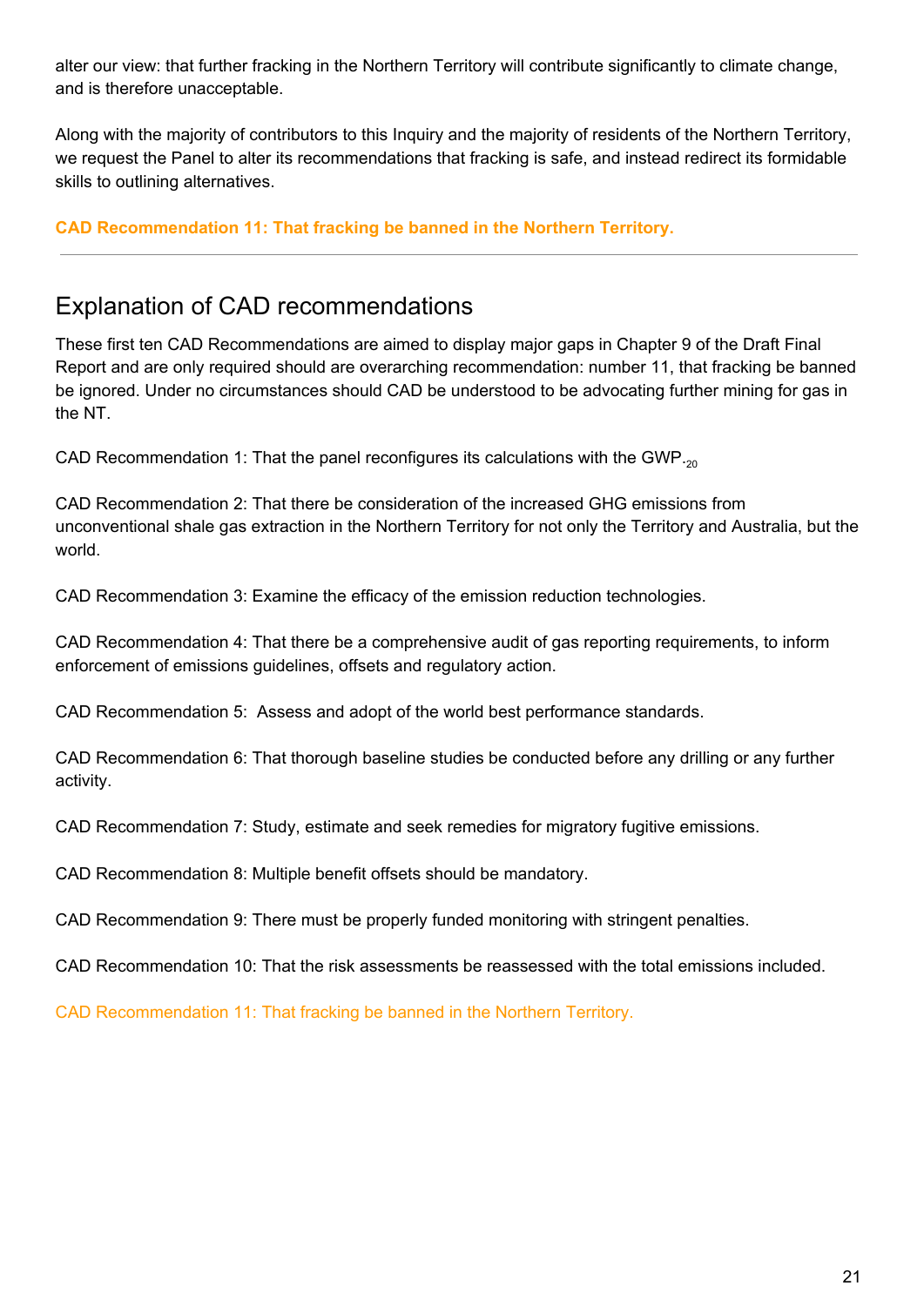alter our view: that further fracking in the Northern Territory will contribute significantly to climate change, and is therefore unacceptable.

Along with the majority of contributors to this Inquiry and the majority of residents of the Northern Territory, we request the Panel to alter its recommendations that fracking is safe, and instead redirect its formidable skills to outlining alternatives.

**CAD Recommendation 11: That fracking be banned in the Northern Territory.**

---

## Explanation of CAD recommendations

These first ten CAD Recommendations are aimed to display major gaps in Chapter 9 of the Draft Final Report and are only required should are overarching recommendation: number 11, that fracking be banned be ignored. Under no circumstances should CAD be understood to be advocating further mining for gas in the NT.

CAD Recommendation 1: That the panel reconfigures its calculations with the GWP.$_{20}$

CAD Recommendation 2: That there be consideration of the increased GHG emissions from unconventional shale gas extraction in the Northern Territory for not only the Territory and Australia, but the world.

CAD Recommendation 3: Examine the efficacy of the emission reduction technologies.

CAD Recommendation 4: That there be a comprehensive audit of gas reporting requirements, to inform enforcement of emissions guidelines, offsets and regulatory action.

CAD Recommendation 5: Assess and adopt of the world best performance standards.

CAD Recommendation 6: That thorough baseline studies be conducted before any drilling or any further activity.

CAD Recommendation 7: Study, estimate and seek remedies for migratory fugitive emissions.

CAD Recommendation 8: Multiple benefit offsets should be mandatory.

CAD Recommendation 9: There must be properly funded monitoring with stringent penalties.

CAD Recommendation 10: That the risk assessments be reassessed with the total emissions included.

CAD Recommendation 11: That fracking be banned in the Northern Territory.